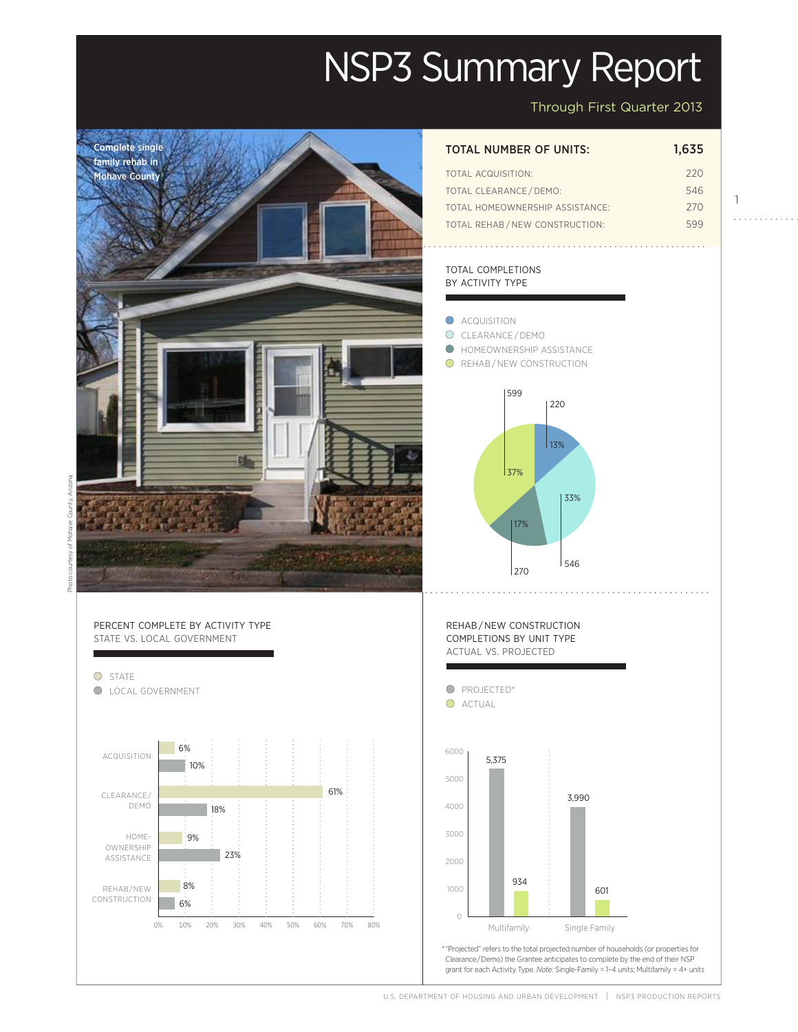# NSP3 Summary Report

Through First Quarter 2013

Complete single family rehab in Mohave County

Photo courtesy of Mohave County, Arizona

| TOTAL NUMBER OF UNITS: | 1,635 |
| --- | --- |
| TOTAL ACQUISITION: | 220 |
| TOTAL CLEARANCE / DEMO: | 546 |
| TOTAL HOMEOWNERSHIP ASSISTANCE: | 270 |
| TOTAL REHAB / NEW CONSTRUCTION: | 599 |

## TOTAL COMPLETIONS BY ACTIVITY TYPE

| Activity Type | Units | Percent |
| --- | --- | --- |
| ACQUISITION | 220 | 13% |
| CLEARANCE / DEMO | 546 | 33% |
| HOMEOWNERSHIP ASSISTANCE | 270 | 17% |
| REHAB / NEW CONSTRUCTION | 599 | 37% |

## PERCENT COMPLETE BY ACTIVITY TYPE STATE VS. LOCAL GOVERNMENT

| Activity Type | State | Local Government |
| --- | --- | --- |
| ACQUISITION | 6% | 10% |
| CLEARANCE/ DEMO | 61% | 18% |
| HOME-OWNERSHIP ASSISTANCE | 9% | 23% |
| REHAB/NEW CONSTRUCTION | 8% | 6% |

## REHAB / NEW CONSTRUCTION COMPLETIONS BY UNIT TYPE ACTUAL VS. PROJECTED

| Unit Type | Projected* | Actual |
| --- | --- | --- |
| Multifamily | 5,375 | 934 |
| Single Family | 3,990 | 601 |

*"Projected" refers to the total projected number of households (or properties for Clearance / Demo) the Grantee anticipates to complete by the end of their NSP grant for each Activity Type. *Note:* Single-Family = 1–4 units; Multifamily = 4+ units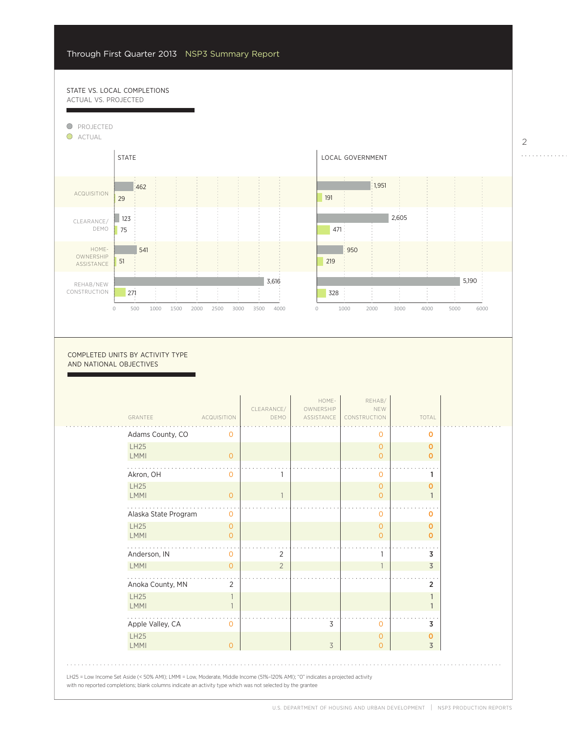## STATE VS. LOCAL COMPLETIONS
ACTUAL VS. PROJECTED

| | State Projected | State Actual | Local Government Projected | Local Government Actual |
|---|---|---|---|---|
| Acquisition | 462 | 29 | 1,951 | 191 |
| Clearance/Demo | 123 | 75 | 2,605 | 471 |
| Homeownership Assistance | 541 | 51 | 950 | 219 |
| Rehab/New Construction | 3,616 | 271 | 5,190 | 328 |

## COMPLETED UNITS BY ACTIVITY TYPE AND NATIONAL OBJECTIVES

| GRANTEE | ACQUISITION | CLEARANCE/ DEMO | HOME-OWNERSHIP ASSISTANCE | REHAB/ NEW CONSTRUCTION | TOTAL |
|---|---|---|---|---|---|
| Adams County, CO | 0 | | | 0 | 0 |
| LH25 | | | | 0 | 0 |
| LMMI | 0 | | | 0 | 0 |
| Akron, OH | 0 | 1 | | 0 | 1 |
| LH25 | | | | 0 | 0 |
| LMMI | 0 | 1 | | 0 | 1 |
| Alaska State Program | 0 | | | 0 | 0 |
| LH25 | 0 | | | 0 | 0 |
| LMMI | 0 | | | 0 | 0 |
| Anderson, IN | 0 | 2 | | 1 | 3 |
| LMMI | 0 | 2 | | 1 | 3 |
| Anoka County, MN | 2 | | | | 2 |
| LH25 | 1 | | | | 1 |
| LMMI | 1 | | | | 1 |
| Apple Valley, CA | 0 | | 3 | 0 | 3 |
| LH25 | | | | 0 | 0 |
| LMMI | 0 | | 3 | 0 | 3 |

LH25 = Low Income Set Aside (< 50% AMI); LMMI = Low, Moderate, Middle Income (51%–120% AMI); "0" indicates a projected activity with no reported completions; blank columns indicate an activity type which was not selected by the grantee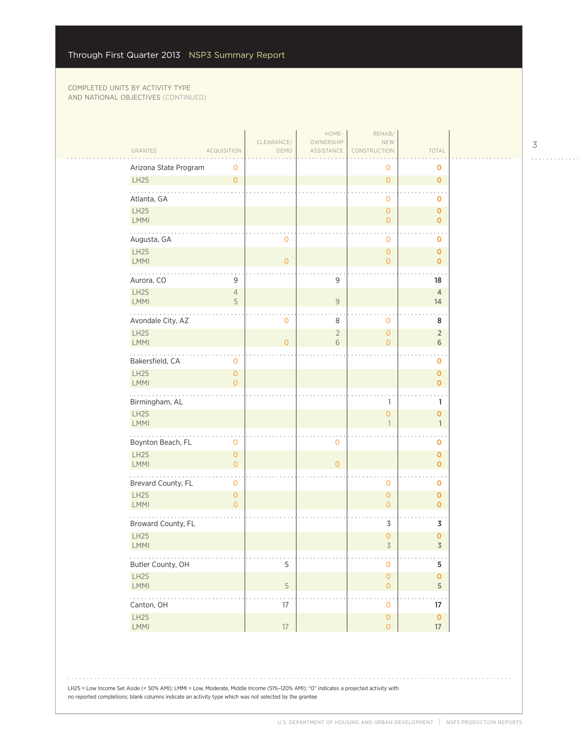## Through First Quarter 2013 NSP3 Summary Report

COMPLETED UNITS BY ACTIVITY TYPE AND NATIONAL OBJECTIVES (CONTINUED)

| GRANTEE | ACQUISITION | CLEARANCE/ DEMO | HOME-OWNERSHIP ASSISTANCE | REHAB/ NEW CONSTRUCTION | TOTAL |
|---|---|---|---|---|---|
| Arizona State Program | 0 | | | 0 | 0 |
| LH25 | 0 | | | 0 | 0 |
| Atlanta, GA | | | | 0 | 0 |
| LH25 | | | | 0 | 0 |
| LMMI | | | | 0 | 0 |
| Augusta, GA | | 0 | | 0 | 0 |
| LH25 | | | | 0 | 0 |
| LMMI | | 0 | | 0 | 0 |
| Aurora, CO | 9 | | 9 | | 18 |
| LH25 | 4 | | | | 4 |
| LMMI | 5 | | 9 | | 14 |
| Avondale City, AZ | | 0 | 8 | 0 | 8 |
| LH25 | | | 2 | 0 | 2 |
| LMMI | | 0 | 6 | 0 | 6 |
| Bakersfield, CA | 0 | | | | 0 |
| LH25 | 0 | | | | 0 |
| LMMI | 0 | | | | 0 |
| Birmingham, AL | | | | 1 | 1 |
| LH25 | | | | 0 | 0 |
| LMMI | | | | 1 | 1 |
| Boynton Beach, FL | 0 | | 0 | | 0 |
| LH25 | 0 | | | | 0 |
| LMMI | 0 | | 0 | | 0 |
| Brevard County, FL | 0 | | | 0 | 0 |
| LH25 | 0 | | | 0 | 0 |
| LMMI | 0 | | | 0 | 0 |
| Broward County, FL | | | | 3 | 3 |
| LH25 | | | | 0 | 0 |
| LMMI | | | | 3 | 3 |
| Butler County, OH | | 5 | | 0 | 5 |
| LH25 | | | | 0 | 0 |
| LMMI | | 5 | | 0 | 5 |
| Canton, OH | | 17 | | 0 | 17 |
| LH25 | | | | 0 | 0 |
| LMMI | | 17 | | 0 | 17 |

LH25 = Low Income Set Aside (< 50% AMI); LMMI = Low, Moderate, Middle Income (51%–120% AMI); "0" indicates a projected activity with no reported completions; blank columns indicate an activity type which was not selected by the grantee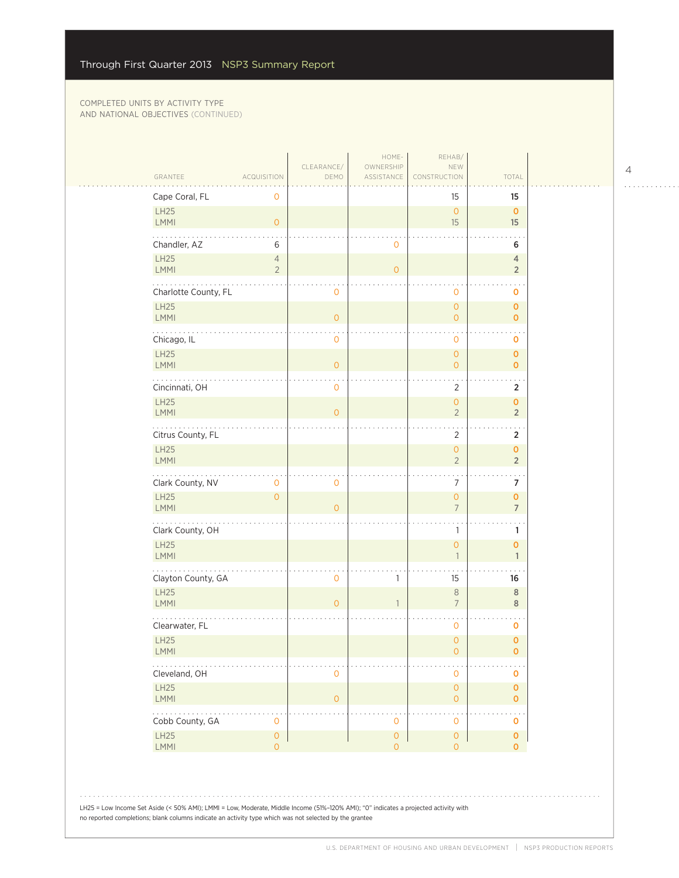# COMPLETED UNITS BY ACTIVITY TYPE AND NATIONAL OBJECTIVES (CONTINUED)

| GRANTEE | ACQUISITION | CLEARANCE/ DEMO | HOME-OWNERSHIP ASSISTANCE | REHAB/ NEW CONSTRUCTION | TOTAL |
|---|---|---|---|---|---|
| **Cape Coral, FL** | 0 | | | 15 | **15** |
| LH25 | | | | 0 | 0 |
| LMMI | 0 | | | 15 | 15 |
| **Chandler, AZ** | 6 | | 0 | | **6** |
| LH25 | 4 | | | | 4 |
| LMMI | 2 | | 0 | | 2 |
| **Charlotte County, FL** | | 0 | | 0 | **0** |
| LH25 | | | | 0 | 0 |
| LMMI | | 0 | | 0 | 0 |
| **Chicago, IL** | | 0 | | 0 | **0** |
| LH25 | | | | 0 | 0 |
| LMMI | | 0 | | 0 | 0 |
| **Cincinnati, OH** | | 0 | | 2 | **2** |
| LH25 | | | | 0 | 0 |
| LMMI | | 0 | | 2 | 2 |
| **Citrus County, FL** | | | | 2 | **2** |
| LH25 | | | | 0 | 0 |
| LMMI | | | | 2 | 2 |
| **Clark County, NV** | 0 | 0 | | 7 | **7** |
| LH25 | 0 | | | 0 | 0 |
| LMMI | | 0 | | 7 | 7 |
| **Clark County, OH** | | | | 1 | **1** |
| LH25 | | | | 0 | 0 |
| LMMI | | | | 1 | 1 |
| **Clayton County, GA** | | 0 | 1 | 15 | **16** |
| LH25 | | | | 8 | 8 |
| LMMI | | 0 | 1 | 7 | 8 |
| **Clearwater, FL** | | | | 0 | **0** |
| LH25 | | | | 0 | 0 |
| LMMI | | | | 0 | 0 |
| **Cleveland, OH** | | 0 | | 0 | **0** |
| LH25 | | | | 0 | 0 |
| LMMI | | 0 | | 0 | 0 |
| **Cobb County, GA** | 0 | | 0 | 0 | **0** |
| LH25 | 0 | | 0 | 0 | 0 |
| LMMI | 0 | | 0 | 0 | 0 |

LH25 = Low Income Set Aside (< 50% AMI); LMMI = Low, Moderate, Middle Income (51%–120% AMI); "0" indicates a projected activity with no reported completions; blank columns indicate an activity type which was not selected by the grantee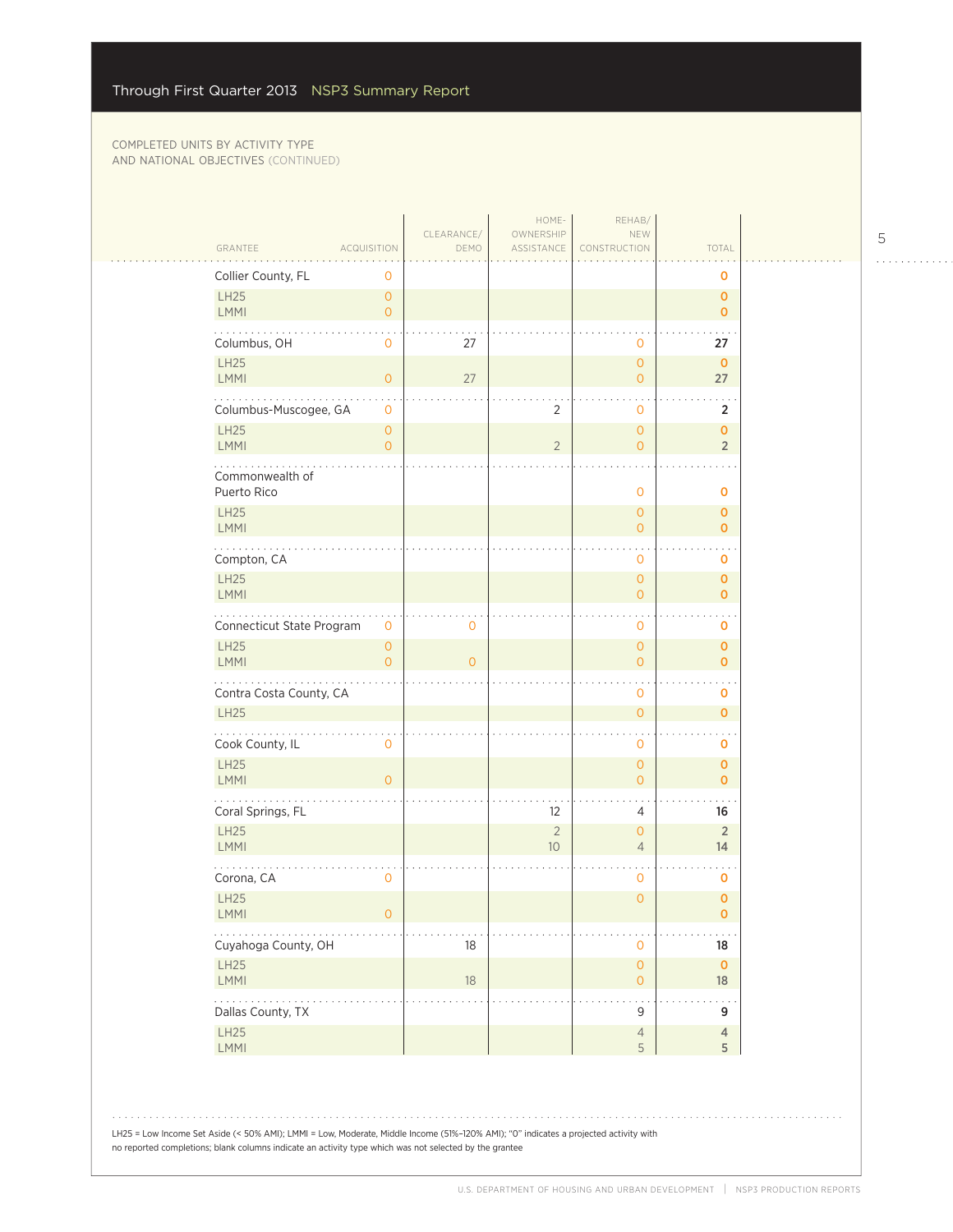COMPLETED UNITS BY ACTIVITY TYPE AND NATIONAL OBJECTIVES (CONTINUED)

| GRANTEE | ACQUISITION | CLEARANCE/ DEMO | HOME-OWNERSHIP ASSISTANCE | REHAB/ NEW CONSTRUCTION | TOTAL |
|---|---|---|---|---|---|
| Collier County, FL | 0 | | | | 0 |
| LH25 | 0 | | | | 0 |
| LMMI | 0 | | | | 0 |
| Columbus, OH | 0 | 27 | | 0 | 27 |
| LH25 | | | | 0 | 0 |
| LMMI | 0 | 27 | | 0 | 27 |
| Columbus-Muscogee, GA | 0 | | 2 | 0 | 2 |
| LH25 | 0 | | | 0 | 0 |
| LMMI | 0 | | 2 | 0 | 2 |
| Commonwealth of Puerto Rico | | | | 0 | 0 |
| LH25 | | | | 0 | 0 |
| LMMI | | | | 0 | 0 |
| Compton, CA | | | | 0 | 0 |
| LH25 | | | | 0 | 0 |
| LMMI | | | | 0 | 0 |
| Connecticut State Program | 0 | 0 | | 0 | 0 |
| LH25 | 0 | | | 0 | 0 |
| LMMI | 0 | 0 | | 0 | 0 |
| Contra Costa County, CA | | | | 0 | 0 |
| LH25 | | | | 0 | 0 |
| Cook County, IL | 0 | | | 0 | 0 |
| LH25 | | | | 0 | 0 |
| LMMI | 0 | | | 0 | 0 |
| Coral Springs, FL | | | 12 | 4 | 16 |
| LH25 | | | 2 | 0 | 2 |
| LMMI | | | 10 | 4 | 14 |
| Corona, CA | 0 | | | 0 | 0 |
| LH25 | | | | 0 | 0 |
| LMMI | 0 | | | | 0 |
| Cuyahoga County, OH | | 18 | | 0 | 18 |
| LH25 | | | | 0 | 0 |
| LMMI | | 18 | | 0 | 18 |
| Dallas County, TX | | | | 9 | 9 |
| LH25 | | | | 4 | 4 |
| LMMI | | | | 5 | 5 |

LH25 = Low Income Set Aside (< 50% AMI); LMMI = Low, Moderate, Middle Income (51%–120% AMI); "0" indicates a projected activity with no reported completions; blank columns indicate an activity type which was not selected by the grantee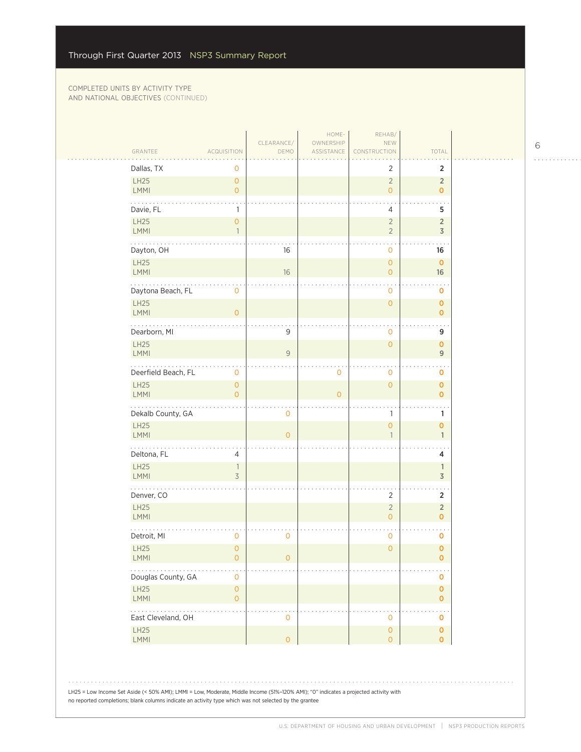COMPLETED UNITS BY ACTIVITY TYPE AND NATIONAL OBJECTIVES (CONTINUED)

| GRANTEE | ACQUISITION | CLEARANCE/ DEMO | HOME-OWNERSHIP ASSISTANCE | REHAB/ NEW CONSTRUCTION | TOTAL |
|---|---|---|---|---|---|
| Dallas, TX | 0 | | | 2 | 2 |
| LH25 | 0 | | | 2 | 2 |
| LMMI | 0 | | | 0 | 0 |
| Davie, FL | 1 | | | 4 | 5 |
| LH25 | 0 | | | 2 | 2 |
| LMMI | 1 | | | 2 | 3 |
| Dayton, OH | | 16 | | 0 | 16 |
| LH25 | | | | 0 | 0 |
| LMMI | | 16 | | 0 | 16 |
| Daytona Beach, FL | 0 | | | 0 | 0 |
| LH25 | | | | 0 | 0 |
| LMMI | 0 | | | | 0 |
| Dearborn, MI | | 9 | | 0 | 9 |
| LH25 | | | | 0 | 0 |
| LMMI | | 9 | | | 9 |
| Deerfield Beach, FL | 0 | | 0 | 0 | 0 |
| LH25 | 0 | | | 0 | 0 |
| LMMI | 0 | | 0 | | 0 |
| Dekalb County, GA | | 0 | | 1 | 1 |
| LH25 | | | | 0 | 0 |
| LMMI | | 0 | | 1 | 1 |
| Deltona, FL | 4 | | | | 4 |
| LH25 | 1 | | | | 1 |
| LMMI | 3 | | | | 3 |
| Denver, CO | | | | 2 | 2 |
| LH25 | | | | 2 | 2 |
| LMMI | | | | 0 | 0 |
| Detroit, MI | 0 | 0 | | 0 | 0 |
| LH25 | 0 | | | 0 | 0 |
| LMMI | 0 | 0 | | | 0 |
| Douglas County, GA | 0 | | | | 0 |
| LH25 | 0 | | | | 0 |
| LMMI | 0 | | | | 0 |
| East Cleveland, OH | | 0 | | 0 | 0 |
| LH25 | | | | 0 | 0 |
| LMMI | | 0 | | 0 | 0 |

LH25 = Low Income Set Aside (< 50% AMI); LMMI = Low, Moderate, Middle Income (51%–120% AMI); "0" indicates a projected activity with no reported completions; blank columns indicate an activity type which was not selected by the grantee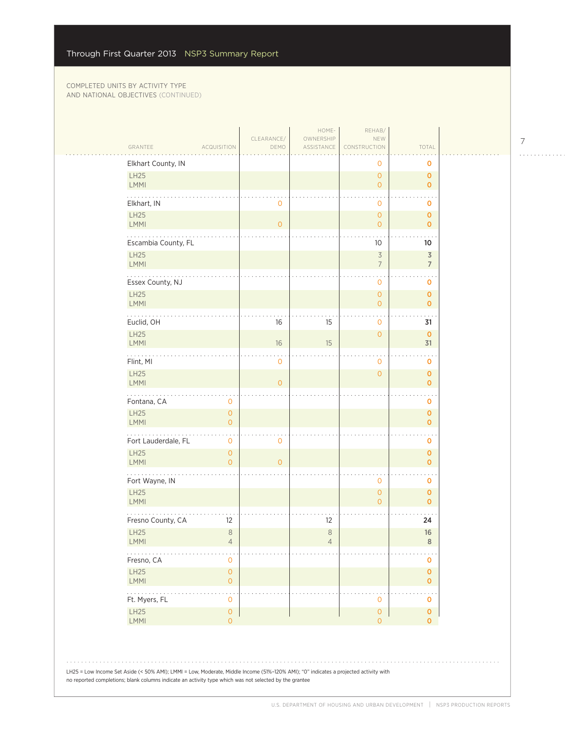COMPLETED UNITS BY ACTIVITY TYPE AND NATIONAL OBJECTIVES (CONTINUED)

| GRANTEE | ACQUISITION | CLEARANCE/ DEMO | HOME-OWNERSHIP ASSISTANCE | REHAB/ NEW CONSTRUCTION | TOTAL |
|---|---|---|---|---|---|
| **Elkhart County, IN** | | | | 0 | **0** |
| LH25 | | | | 0 | **0** |
| LMMI | | | | 0 | **0** |
| **Elkhart, IN** | | 0 | | 0 | **0** |
| LH25 | | | | 0 | **0** |
| LMMI | | 0 | | 0 | **0** |
| **Escambia County, FL** | | | | 10 | **10** |
| LH25 | | | | 3 | **3** |
| LMMI | | | | 7 | **7** |
| **Essex County, NJ** | | | | 0 | **0** |
| LH25 | | | | 0 | **0** |
| LMMI | | | | 0 | **0** |
| **Euclid, OH** | | 16 | 15 | 0 | **31** |
| LH25 | | | | 0 | **0** |
| LMMI | | 16 | 15 | | **31** |
| **Flint, MI** | | 0 | | 0 | **0** |
| LH25 | | | | 0 | **0** |
| LMMI | | 0 | | | **0** |
| **Fontana, CA** | 0 | | | | **0** |
| LH25 | 0 | | | | **0** |
| LMMI | 0 | | | | **0** |
| **Fort Lauderdale, FL** | 0 | 0 | | | **0** |
| LH25 | 0 | | | | **0** |
| LMMI | 0 | 0 | | | **0** |
| **Fort Wayne, IN** | | | | 0 | **0** |
| LH25 | | | | 0 | **0** |
| LMMI | | | | 0 | **0** |
| **Fresno County, CA** | 12 | | 12 | | **24** |
| LH25 | 8 | | 8 | | **16** |
| LMMI | 4 | | 4 | | **8** |
| **Fresno, CA** | 0 | | | | **0** |
| LH25 | 0 | | | | **0** |
| LMMI | 0 | | | | **0** |
| **Ft. Myers, FL** | 0 | | | 0 | **0** |
| LH25 | 0 | | | 0 | **0** |
| LMMI | 0 | | | 0 | **0** |

LH25 = Low Income Set Aside (< 50% AMI); LMMI = Low, Moderate, Middle Income (51%–120% AMI); "0" indicates a projected activity with no reported completions; blank columns indicate an activity type which was not selected by the grantee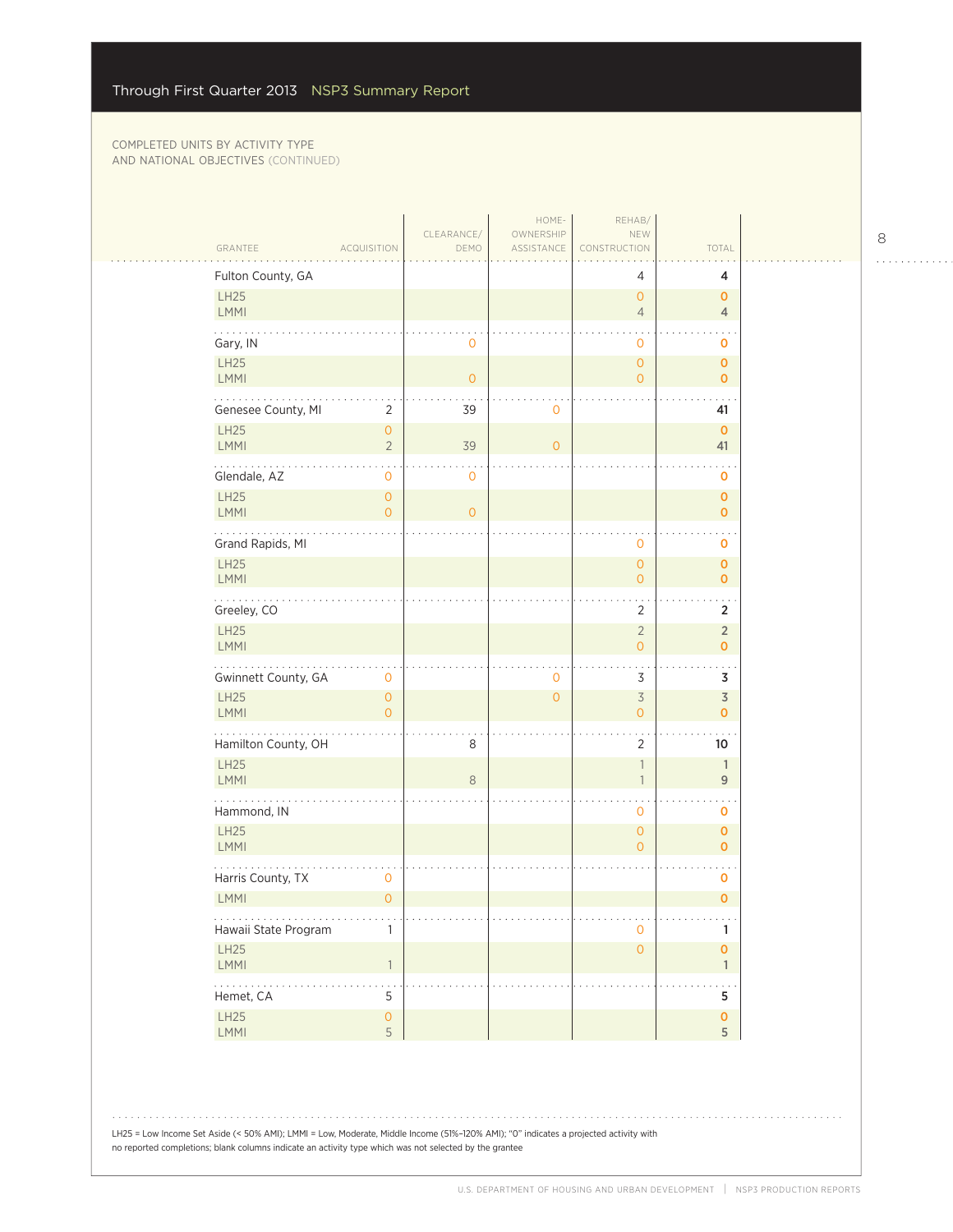COMPLETED UNITS BY ACTIVITY TYPE AND NATIONAL OBJECTIVES (CONTINUED)

| GRANTEE | ACQUISITION | CLEARANCE/ DEMO | HOME-OWNERSHIP ASSISTANCE | REHAB/ NEW CONSTRUCTION | TOTAL |
|---|---|---|---|---|---|
| Fulton County, GA | | | | 4 | 4 |
| LH25 | | | | 0 | 0 |
| LMMI | | | | 4 | 4 |
| Gary, IN | | 0 | | 0 | 0 |
| LH25 | | | | 0 | 0 |
| LMMI | | 0 | | 0 | 0 |
| Genesee County, MI | 2 | 39 | 0 | | 41 |
| LH25 | 0 | | | | 0 |
| LMMI | 2 | 39 | 0 | | 41 |
| Glendale, AZ | 0 | 0 | | | 0 |
| LH25 | 0 | | | | 0 |
| LMMI | 0 | 0 | | | 0 |
| Grand Rapids, MI | | | | 0 | 0 |
| LH25 | | | | 0 | 0 |
| LMMI | | | | 0 | 0 |
| Greeley, CO | | | | 2 | 2 |
| LH25 | | | | 2 | 2 |
| LMMI | | | | 0 | 0 |
| Gwinnett County, GA | 0 | | 0 | 3 | 3 |
| LH25 | 0 | | 0 | 3 | 3 |
| LMMI | 0 | | | 0 | 0 |
| Hamilton County, OH | | 8 | | 2 | 10 |
| LH25 | | | | 1 | 1 |
| LMMI | | 8 | | 1 | 9 |
| Hammond, IN | | | | 0 | 0 |
| LH25 | | | | 0 | 0 |
| LMMI | | | | 0 | 0 |
| Harris County, TX | 0 | | | | 0 |
| LMMI | 0 | | | | 0 |
| Hawaii State Program | 1 | | | 0 | 1 |
| LH25 | | | | 0 | 0 |
| LMMI | 1 | | | | 1 |
| Hemet, CA | 5 | | | | 5 |
| LH25 | 0 | | | | 0 |
| LMMI | 5 | | | | 5 |

LH25 = Low Income Set Aside (< 50% AMI); LMMI = Low, Moderate, Middle Income (51%–120% AMI); "0" indicates a projected activity with no reported completions; blank columns indicate an activity type which was not selected by the grantee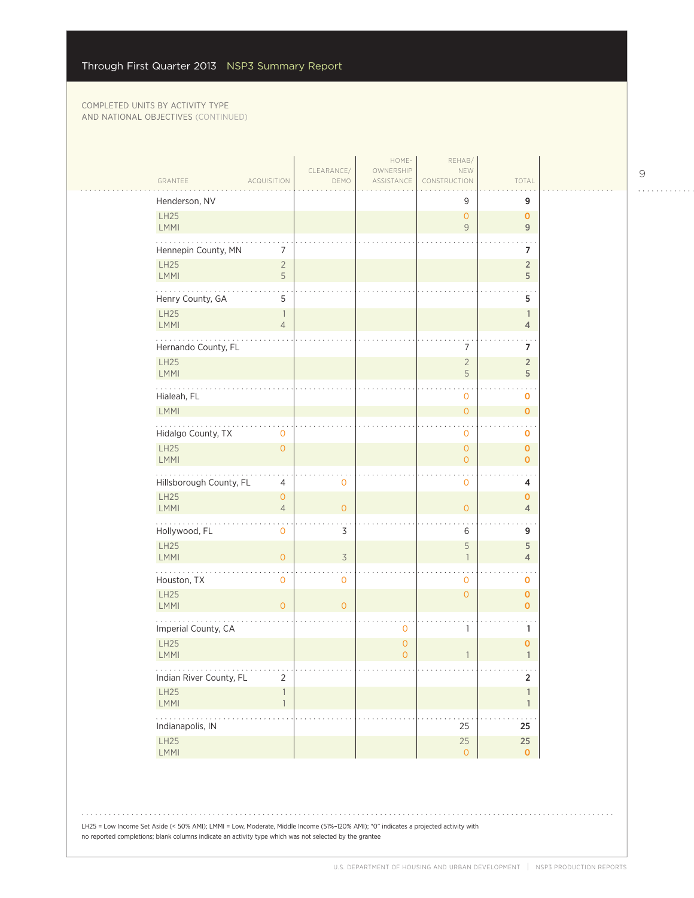COMPLETED UNITS BY ACTIVITY TYPE AND NATIONAL OBJECTIVES (CONTINUED)

| GRANTEE | ACQUISITION | CLEARANCE/ DEMO | HOME-OWNERSHIP ASSISTANCE | REHAB/ NEW CONSTRUCTION | TOTAL |
|---|---|---|---|---|---|
| Henderson, NV | | | | 9 | 9 |
| LH25 | | | | 0 | 0 |
| LMMI | | | | 9 | 9 |
| Hennepin County, MN | 7 | | | | 7 |
| LH25 | 2 | | | | 2 |
| LMMI | 5 | | | | 5 |
| Henry County, GA | 5 | | | | 5 |
| LH25 | 1 | | | | 1 |
| LMMI | 4 | | | | 4 |
| Hernando County, FL | | | | 7 | 7 |
| LH25 | | | | 2 | 2 |
| LMMI | | | | 5 | 5 |
| Hialeah, FL | | | | 0 | 0 |
| LMMI | | | | 0 | 0 |
| Hidalgo County, TX | 0 | | | 0 | 0 |
| LH25 | 0 | | | 0 | 0 |
| LMMI | | | | 0 | 0 |
| Hillsborough County, FL | 4 | 0 | | 0 | 4 |
| LH25 | 0 | | | | 0 |
| LMMI | 4 | 0 | | 0 | 4 |
| Hollywood, FL | 0 | 3 | | 6 | 9 |
| LH25 | | | | 5 | 5 |
| LMMI | 0 | 3 | | 1 | 4 |
| Houston, TX | 0 | 0 | | 0 | 0 |
| LH25 | | | | 0 | 0 |
| LMMI | 0 | 0 | | | 0 |
| Imperial County, CA | | | 0 | 1 | 1 |
| LH25 | | | 0 | | 0 |
| LMMI | | | 0 | 1 | 1 |
| Indian River County, FL | 2 | | | | 2 |
| LH25 | 1 | | | | 1 |
| LMMI | 1 | | | | 1 |
| Indianapolis, IN | | | | 25 | 25 |
| LH25 | | | | 25 | 25 |
| LMMI | | | | 0 | 0 |

LH25 = Low Income Set Aside (< 50% AMI); LMMI = Low, Moderate, Middle Income (51%–120% AMI); "0" indicates a projected activity with no reported completions; blank columns indicate an activity type which was not selected by the grantee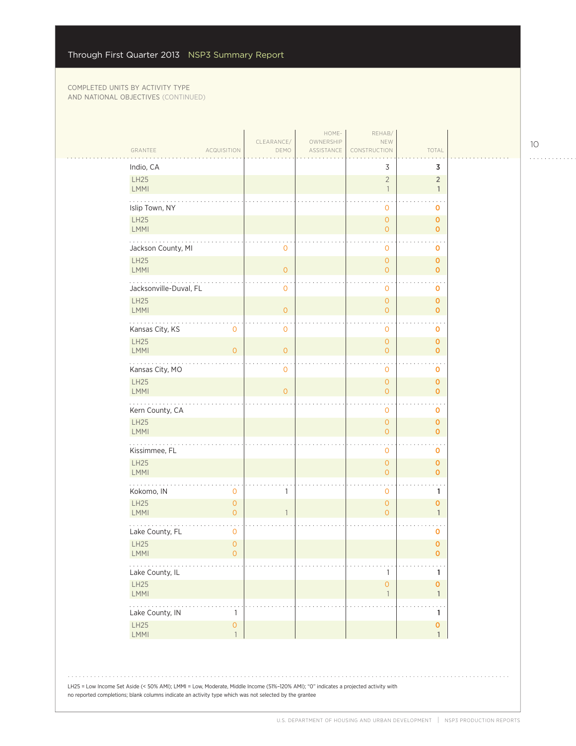COMPLETED UNITS BY ACTIVITY TYPE AND NATIONAL OBJECTIVES (CONTINUED)

| GRANTEE | ACQUISITION | CLEARANCE/ DEMO | HOME-OWNERSHIP ASSISTANCE | REHAB/ NEW CONSTRUCTION | TOTAL |
|---|---|---|---|---|---|
| Indio, CA | | | | 3 | 3 |
| LH25 | | | | 2 | 2 |
| LMMI | | | | 1 | 1 |
| Islip Town, NY | | | | 0 | 0 |
| LH25 | | | | 0 | 0 |
| LMMI | | | | 0 | 0 |
| Jackson County, MI | | 0 | | 0 | 0 |
| LH25 | | | | 0 | 0 |
| LMMI | | 0 | | 0 | 0 |
| Jacksonville-Duval, FL | | 0 | | 0 | 0 |
| LH25 | | | | 0 | 0 |
| LMMI | | 0 | | 0 | 0 |
| Kansas City, KS | 0 | 0 | | 0 | 0 |
| LH25 | | | | 0 | 0 |
| LMMI | 0 | 0 | | 0 | 0 |
| Kansas City, MO | | 0 | | 0 | 0 |
| LH25 | | | | 0 | 0 |
| LMMI | | 0 | | 0 | 0 |
| Kern County, CA | | | | 0 | 0 |
| LH25 | | | | 0 | 0 |
| LMMI | | | | 0 | 0 |
| Kissimmee, FL | | | | 0 | 0 |
| LH25 | | | | 0 | 0 |
| LMMI | | | | 0 | 0 |
| Kokomo, IN | 0 | 1 | | 0 | 1 |
| LH25 | 0 | | | 0 | 0 |
| LMMI | 0 | 1 | | 0 | 1 |
| Lake County, FL | 0 | | | | 0 |
| LH25 | 0 | | | | 0 |
| LMMI | 0 | | | | 0 |
| Lake County, IL | | | | 1 | 1 |
| LH25 | | | | 0 | 0 |
| LMMI | | | | 1 | 1 |
| Lake County, IN | 1 | | | | 1 |
| LH25 | 0 | | | | 0 |
| LMMI | 1 | | | | 1 |

LH25 = Low Income Set Aside (< 50% AMI); LMMI = Low, Moderate, Middle Income (51%–120% AMI); "0" indicates a projected activity with no reported completions; blank columns indicate an activity type which was not selected by the grantee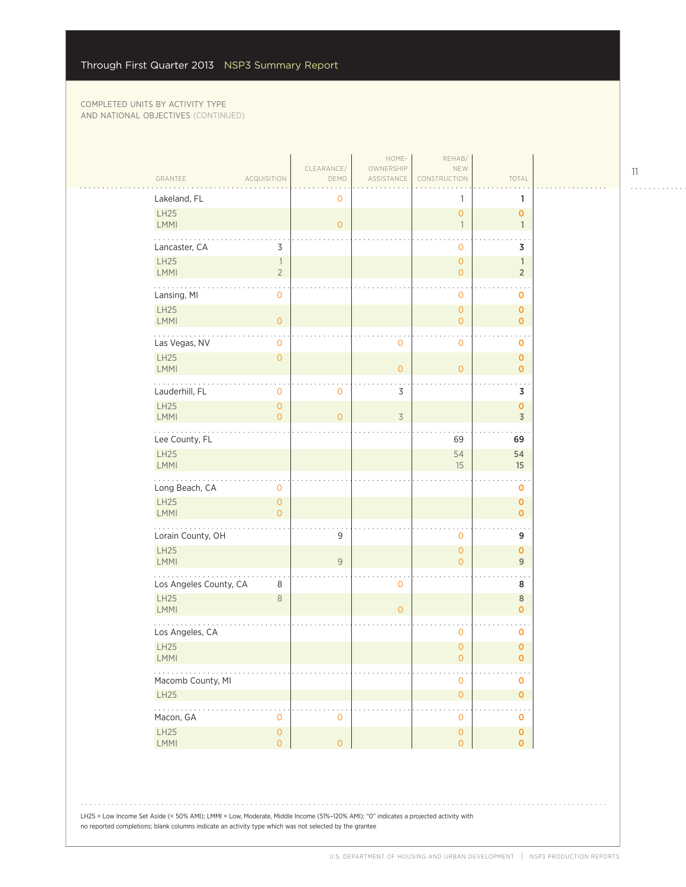COMPLETED UNITS BY ACTIVITY TYPE AND NATIONAL OBJECTIVES (CONTINUED)

| GRANTEE | ACQUISITION | CLEARANCE/ DEMO | HOME-OWNERSHIP ASSISTANCE | REHAB/ NEW CONSTRUCTION | TOTAL |
|---|---|---|---|---|---|
| **Lakeland, FL** | | 0 | | 1 | **1** |
| LH25 | | | | 0 | **0** |
| LMMI | | 0 | | 1 | **1** |
| **Lancaster, CA** | 3 | | | 0 | **3** |
| LH25 | 1 | | | 0 | **1** |
| LMMI | 2 | | | 0 | **2** |
| **Lansing, MI** | 0 | | | 0 | **0** |
| LH25 | | | | 0 | **0** |
| LMMI | 0 | | | 0 | **0** |
| **Las Vegas, NV** | 0 | | 0 | 0 | **0** |
| LH25 | 0 | | | | **0** |
| LMMI | | | 0 | 0 | **0** |
| **Lauderhill, FL** | 0 | 0 | 3 | | **3** |
| LH25 | 0 | | | | **0** |
| LMMI | 0 | 0 | 3 | | **3** |
| **Lee County, FL** | | | | 69 | **69** |
| LH25 | | | | 54 | **54** |
| LMMI | | | | 15 | **15** |
| **Long Beach, CA** | 0 | | | | **0** |
| LH25 | 0 | | | | **0** |
| LMMI | 0 | | | | **0** |
| **Lorain County, OH** | | 9 | | 0 | **9** |
| LH25 | | | | 0 | **0** |
| LMMI | | 9 | | 0 | **9** |
| **Los Angeles County, CA** | 8 | | 0 | | **8** |
| LH25 | 8 | | | | **8** |
| LMMI | | | 0 | | **0** |
| **Los Angeles, CA** | | | | 0 | **0** |
| LH25 | | | | 0 | **0** |
| LMMI | | | | 0 | **0** |
| **Macomb County, MI** | | | | 0 | **0** |
| LH25 | | | | 0 | **0** |
| **Macon, GA** | 0 | 0 | | 0 | **0** |
| LH25 | 0 | | | 0 | **0** |
| LMMI | 0 | 0 | | 0 | **0** |

LH25 = Low Income Set Aside (< 50% AMI); LMMI = Low, Moderate, Middle Income (51%–120% AMI); "0" indicates a projected activity with no reported completions; blank columns indicate an activity type which was not selected by the grantee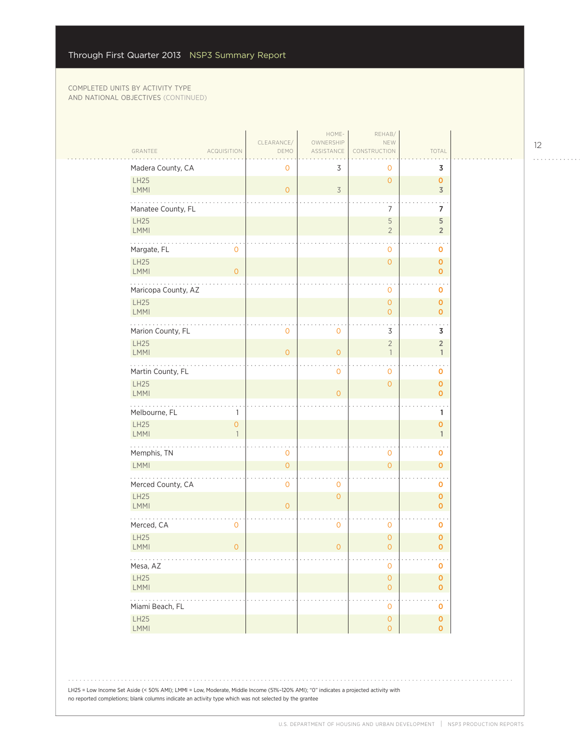Through First Quarter 2013 NSP3 Summary Report

COMPLETED UNITS BY ACTIVITY TYPE
AND NATIONAL OBJECTIVES (CONTINUED)

| GRANTEE | ACQUISITION | CLEARANCE/ DEMO | HOME-OWNERSHIP ASSISTANCE | REHAB/ NEW CONSTRUCTION | TOTAL |
|---|---|---|---|---|---|
| Madera County, CA | | 0 | 3 | 0 | 3 |
| LH25 | | | | 0 | 0 |
| LMMI | | 0 | 3 | | 3 |
| Manatee County, FL | | | | 7 | 7 |
| LH25 | | | | 5 | 5 |
| LMMI | | | | 2 | 2 |
| Margate, FL | 0 | | | 0 | 0 |
| LH25 | | | | 0 | 0 |
| LMMI | 0 | | | | 0 |
| Maricopa County, AZ | | | | 0 | 0 |
| LH25 | | | | 0 | 0 |
| LMMI | | | | 0 | 0 |
| Marion County, FL | | 0 | 0 | 3 | 3 |
| LH25 | | | | 2 | 2 |
| LMMI | | 0 | 0 | 1 | 1 |
| Martin County, FL | | | 0 | 0 | 0 |
| LH25 | | | | 0 | 0 |
| LMMI | | | 0 | | 0 |
| Melbourne, FL | 1 | | | | 1 |
| LH25 | 0 | | | | 0 |
| LMMI | 1 | | | | 1 |
| Memphis, TN | | 0 | | 0 | 0 |
| LMMI | | 0 | | 0 | 0 |
| Merced County, CA | | 0 | 0 | | 0 |
| LH25 | | | 0 | | 0 |
| LMMI | | 0 | | | 0 |
| Merced, CA | 0 | | 0 | 0 | 0 |
| LH25 | | | | 0 | 0 |
| LMMI | 0 | | 0 | 0 | 0 |
| Mesa, AZ | | | | 0 | 0 |
| LH25 | | | | 0 | 0 |
| LMMI | | | | 0 | 0 |
| Miami Beach, FL | | | | 0 | 0 |
| LH25 | | | | 0 | 0 |
| LMMI | | | | 0 | 0 |

LH25 = Low Income Set Aside (< 50% AMI); LMMI = Low, Moderate, Middle Income (51%–120% AMI); "0" indicates a projected activity with no reported completions; blank columns indicate an activity type which was not selected by the grantee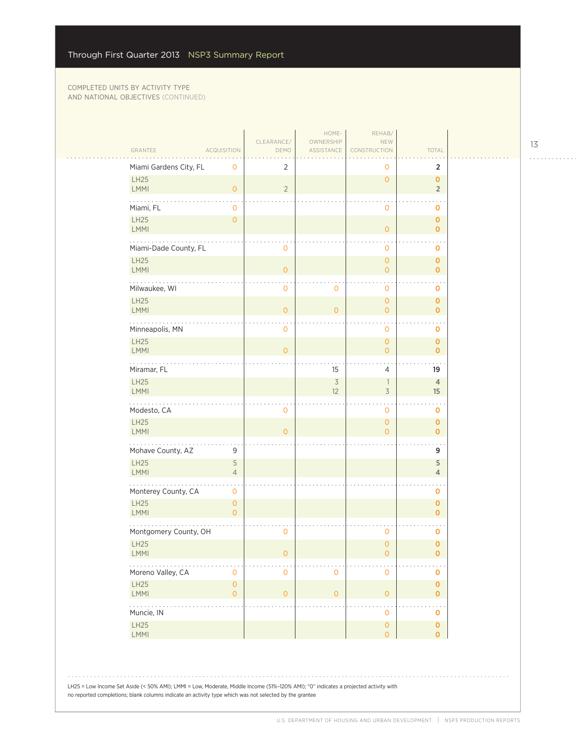COMPLETED UNITS BY ACTIVITY TYPE AND NATIONAL OBJECTIVES (CONTINUED)

| GRANTEE | ACQUISITION | CLEARANCE/ DEMO | HOME-OWNERSHIP ASSISTANCE | REHAB/ NEW CONSTRUCTION | TOTAL |
|---|---|---|---|---|---|
| **Miami Gardens City, FL** | 0 | 2 | | 0 | 2 |
| LH25 | | | | 0 | 0 |
| LMMI | 0 | 2 | | | 2 |
| **Miami, FL** | 0 | | | 0 | 0 |
| LH25 | 0 | | | | 0 |
| LMMI | | | | 0 | 0 |
| **Miami-Dade County, FL** | | 0 | | 0 | 0 |
| LH25 | | | | 0 | 0 |
| LMMI | | 0 | | 0 | 0 |
| **Milwaukee, WI** | | 0 | 0 | 0 | 0 |
| LH25 | | | | 0 | 0 |
| LMMI | | 0 | 0 | 0 | 0 |
| **Minneapolis, MN** | | 0 | | 0 | 0 |
| LH25 | | | | 0 | 0 |
| LMMI | | 0 | | 0 | 0 |
| **Miramar, FL** | | | 15 | 4 | 19 |
| LH25 | | | 3 | 1 | 4 |
| LMMI | | | 12 | 3 | 15 |
| **Modesto, CA** | | 0 | | 0 | 0 |
| LH25 | | | | 0 | 0 |
| LMMI | | 0 | | 0 | 0 |
| **Mohave County, AZ** | 9 | | | | 9 |
| LH25 | 5 | | | | 5 |
| LMMI | 4 | | | | 4 |
| **Monterey County, CA** | 0 | | | | 0 |
| LH25 | 0 | | | | 0 |
| LMMI | 0 | | | | 0 |
| **Montgomery County, OH** | | 0 | | 0 | 0 |
| LH25 | | | | 0 | 0 |
| LMMI | | 0 | | 0 | 0 |
| **Moreno Valley, CA** | 0 | 0 | 0 | 0 | 0 |
| LH25 | 0 | | | | 0 |
| LMMI | 0 | 0 | 0 | 0 | 0 |
| **Muncie, IN** | | | | 0 | 0 |
| LH25 | | | | 0 | 0 |
| LMMI | | | | 0 | 0 |

LH25 = Low Income Set Aside (< 50% AMI); LMMI = Low, Moderate, Middle Income (51%–120% AMI); "0" indicates a projected activity with no reported completions; blank columns indicate an activity type which was not selected by the grantee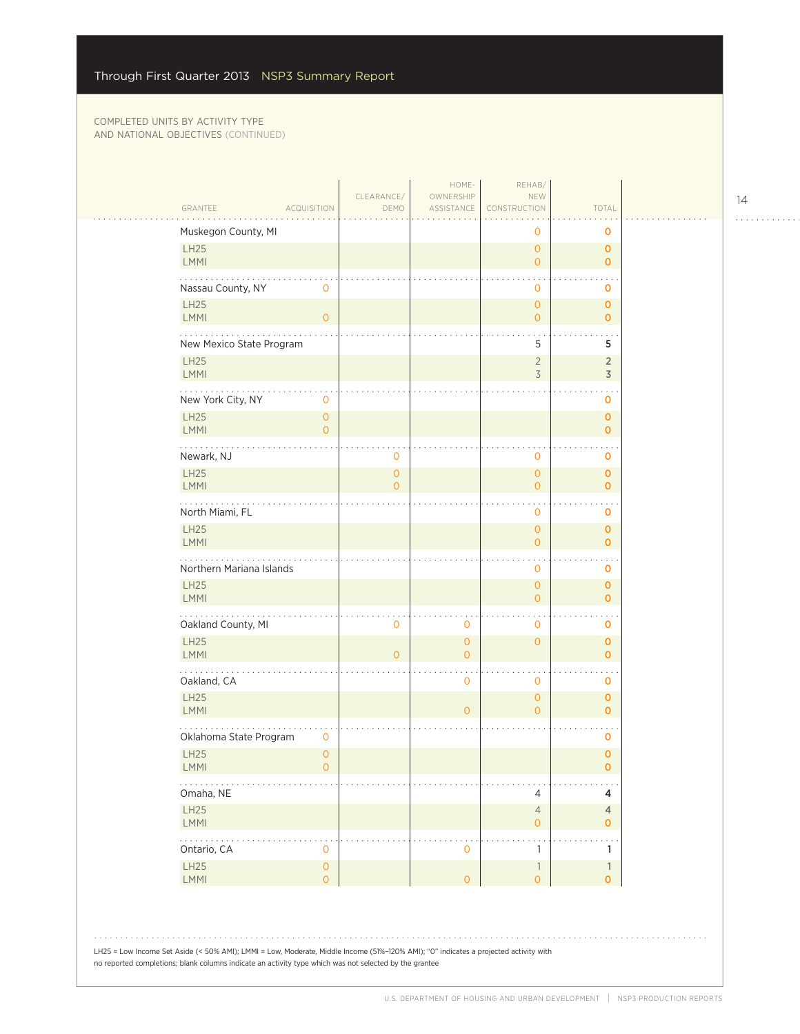Through First Quarter 2013 NSP3 Summary Report

COMPLETED UNITS BY ACTIVITY TYPE
AND NATIONAL OBJECTIVES (CONTINUED)

| GRANTEE | ACQUISITION | CLEARANCE/ DEMO | HOME-OWNERSHIP ASSISTANCE | REHAB/ NEW CONSTRUCTION | TOTAL |
|---|---|---|---|---|---|
| Muskegon County, MI | | | | 0 | 0 |
| LH25 | | | | 0 | 0 |
| LMMI | | | | 0 | 0 |
| Nassau County, NY | 0 | | | 0 | 0 |
| LH25 | | | | 0 | 0 |
| LMMI | 0 | | | 0 | 0 |
| New Mexico State Program | | | | 5 | 5 |
| LH25 | | | | 2 | 2 |
| LMMI | | | | 3 | 3 |
| New York City, NY | 0 | | | | 0 |
| LH25 | 0 | | | | 0 |
| LMMI | 0 | | | | 0 |
| Newark, NJ | | 0 | | 0 | 0 |
| LH25 | | 0 | | 0 | 0 |
| LMMI | | 0 | | 0 | 0 |
| North Miami, FL | | | | 0 | 0 |
| LH25 | | | | 0 | 0 |
| LMMI | | | | 0 | 0 |
| Northern Mariana Islands | | | | 0 | 0 |
| LH25 | | | | 0 | 0 |
| LMMI | | | | 0 | 0 |
| Oakland County, MI | | 0 | 0 | 0 | 0 |
| LH25 | | | 0 | 0 | 0 |
| LMMI | | 0 | 0 | | 0 |
| Oakland, CA | | | 0 | 0 | 0 |
| LH25 | | | | 0 | 0 |
| LMMI | | | 0 | 0 | 0 |
| Oklahoma State Program | 0 | | | | 0 |
| LH25 | 0 | | | | 0 |
| LMMI | 0 | | | | 0 |
| Omaha, NE | | | | 4 | 4 |
| LH25 | | | | 4 | 4 |
| LMMI | | | | 0 | 0 |
| Ontario, CA | 0 | | 0 | 1 | 1 |
| LH25 | 0 | | | 1 | 1 |
| LMMI | 0 | | 0 | 0 | 0 |

LH25 = Low Income Set Aside (< 50% AMI); LMMI = Low, Moderate, Middle Income (51%–120% AMI); "0" indicates a projected activity with no reported completions; blank columns indicate an activity type which was not selected by the grantee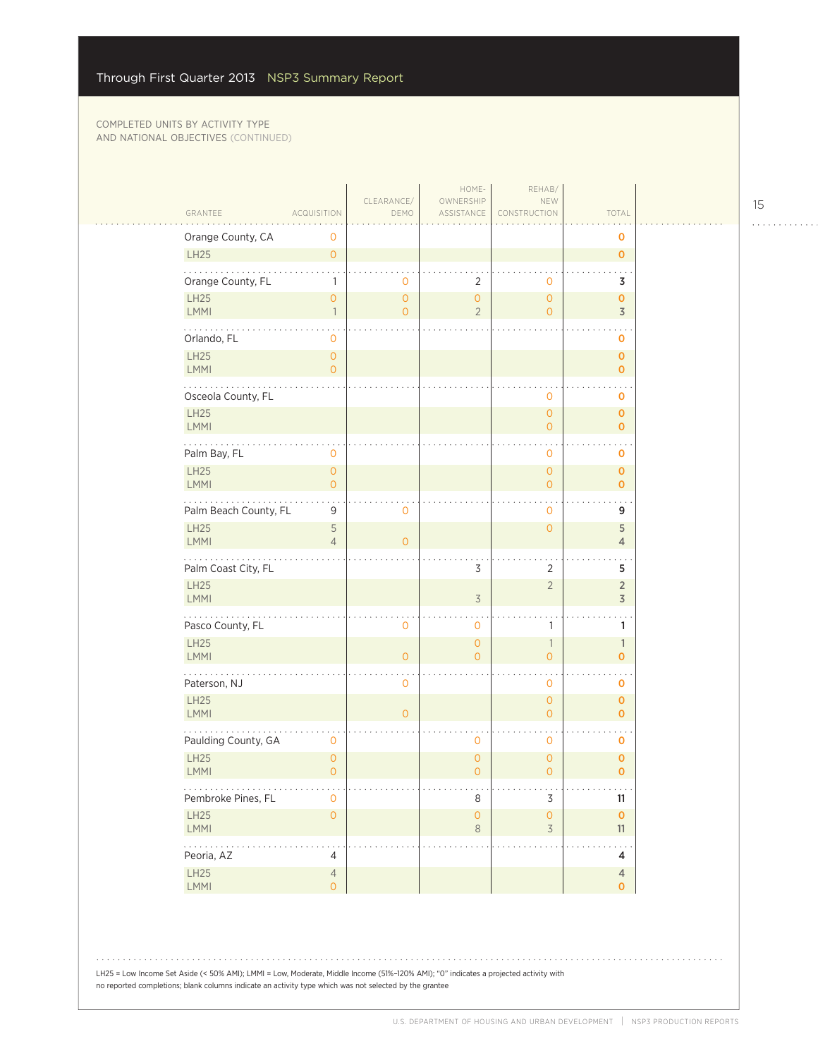COMPLETED UNITS BY ACTIVITY TYPE AND NATIONAL OBJECTIVES (CONTINUED)

| GRANTEE | ACQUISITION | CLEARANCE/ DEMO | HOME-OWNERSHIP ASSISTANCE | REHAB/ NEW CONSTRUCTION | TOTAL |
|---|---|---|---|---|---|
| Orange County, CA | 0 | | | | 0 |
| LH25 | 0 | | | | 0 |
| Orange County, FL | 1 | 0 | 2 | 0 | 3 |
| LH25 | 0 | 0 | 0 | 0 | 0 |
| LMMI | 1 | 0 | 2 | 0 | 3 |
| Orlando, FL | 0 | | | | 0 |
| LH25 | 0 | | | | 0 |
| LMMI | 0 | | | | 0 |
| Osceola County, FL | | | | 0 | 0 |
| LH25 | | | | 0 | 0 |
| LMMI | | | | 0 | 0 |
| Palm Bay, FL | 0 | | | 0 | 0 |
| LH25 | 0 | | | 0 | 0 |
| LMMI | 0 | | | 0 | 0 |
| Palm Beach County, FL | 9 | 0 | | 0 | 9 |
| LH25 | 5 | | | 0 | 5 |
| LMMI | 4 | 0 | | | 4 |
| Palm Coast City, FL | | | 3 | 2 | 5 |
| LH25 | | | | 2 | 2 |
| LMMI | | | 3 | | 3 |
| Pasco County, FL | | 0 | 0 | 1 | 1 |
| LH25 | | | 0 | 1 | 1 |
| LMMI | | 0 | 0 | 0 | 0 |
| Paterson, NJ | | 0 | | 0 | 0 |
| LH25 | | | | 0 | 0 |
| LMMI | | 0 | | 0 | 0 |
| Paulding County, GA | 0 | | 0 | 0 | 0 |
| LH25 | 0 | | 0 | 0 | 0 |
| LMMI | 0 | | 0 | 0 | 0 |
| Pembroke Pines, FL | 0 | | 8 | 3 | 11 |
| LH25 | 0 | | 0 | 0 | 0 |
| LMMI | | | 8 | 3 | 11 |
| Peoria, AZ | 4 | | | | 4 |
| LH25 | 4 | | | | 4 |
| LMMI | 0 | | | | 0 |

LH25 = Low Income Set Aside (< 50% AMI); LMMI = Low, Moderate, Middle Income (51%–120% AMI); "0" indicates a projected activity with no reported completions; blank columns indicate an activity type which was not selected by the grantee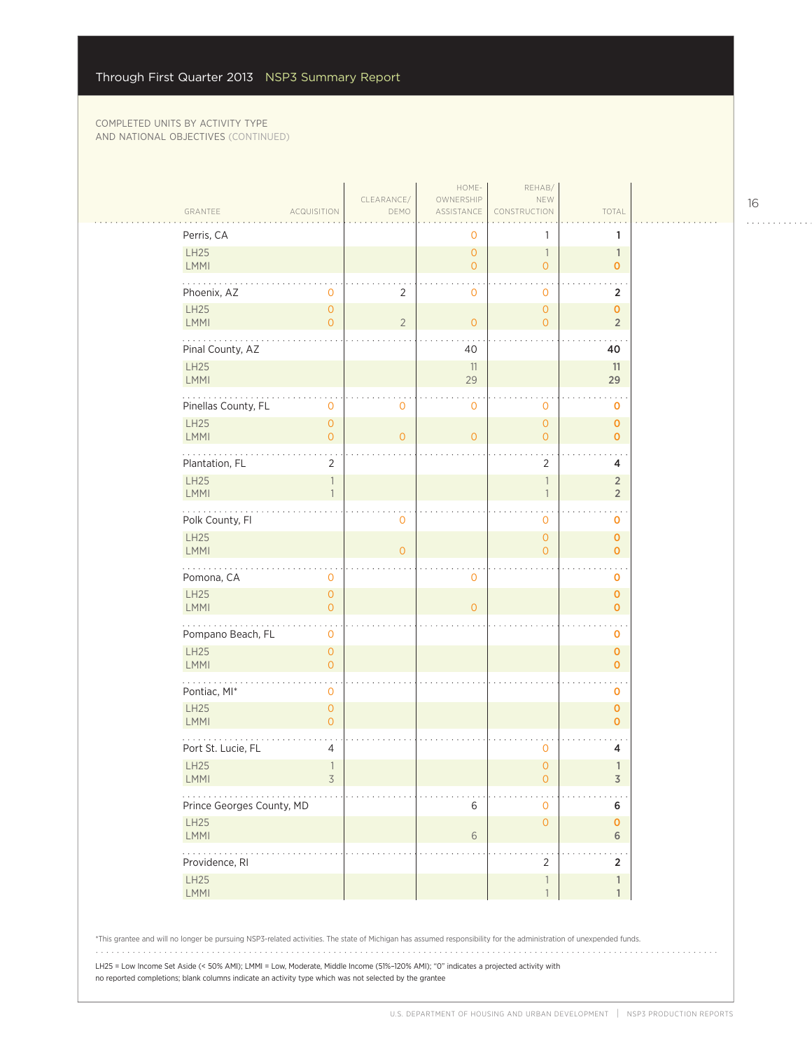Through First Quarter 2013 NSP3 Summary Report

COMPLETED UNITS BY ACTIVITY TYPE AND NATIONAL OBJECTIVES (CONTINUED)

| GRANTEE | ACQUISITION | CLEARANCE/ DEMO | HOME-OWNERSHIP ASSISTANCE | REHAB/ NEW CONSTRUCTION | TOTAL |
|---|---|---|---|---|---|
| Perris, CA | | | 0 | 1 | 1 |
| LH25 | | | 0 | 1 | 1 |
| LMMI | | | 0 | 0 | 0 |
| Phoenix, AZ | 0 | 2 | 0 | 0 | 2 |
| LH25 | 0 | | | 0 | 0 |
| LMMI | 0 | 2 | 0 | 0 | 2 |
| Pinal County, AZ | | | 40 | | 40 |
| LH25 | | | 11 | | 11 |
| LMMI | | | 29 | | 29 |
| Pinellas County, FL | 0 | 0 | 0 | 0 | 0 |
| LH25 | 0 | | | 0 | 0 |
| LMMI | 0 | 0 | 0 | 0 | 0 |
| Plantation, FL | 2 | | | 2 | 4 |
| LH25 | 1 | | | 1 | 2 |
| LMMI | 1 | | | 1 | 2 |
| Polk County, Fl | | 0 | | 0 | 0 |
| LH25 | | | | 0 | 0 |
| LMMI | | 0 | | 0 | 0 |
| Pomona, CA | 0 | | 0 | | 0 |
| LH25 | 0 | | | | 0 |
| LMMI | 0 | | 0 | | 0 |
| Pompano Beach, FL | 0 | | | | 0 |
| LH25 | 0 | | | | 0 |
| LMMI | 0 | | | | 0 |
| Pontiac, MI* | 0 | | | | 0 |
| LH25 | 0 | | | | 0 |
| LMMI | 0 | | | | 0 |
| Port St. Lucie, FL | 4 | | | 0 | 4 |
| LH25 | 1 | | | 0 | 1 |
| LMMI | 3 | | | 0 | 3 |
| Prince Georges County, MD | | | 6 | 0 | 6 |
| LH25 | | | | 0 | 0 |
| LMMI | | | 6 | | 6 |
| Providence, RI | | | | 2 | 2 |
| LH25 | | | | 1 | 1 |
| LMMI | | | | 1 | 1 |

*This grantee and will no longer be pursuing NSP3-related activities. The state of Michigan has assumed responsibility for the administration of unexpended funds.

LH25 = Low Income Set Aside (< 50% AMI); LMMI = Low, Moderate, Middle Income (51%–120% AMI); "0" indicates a projected activity with no reported completions; blank columns indicate an activity type which was not selected by the grantee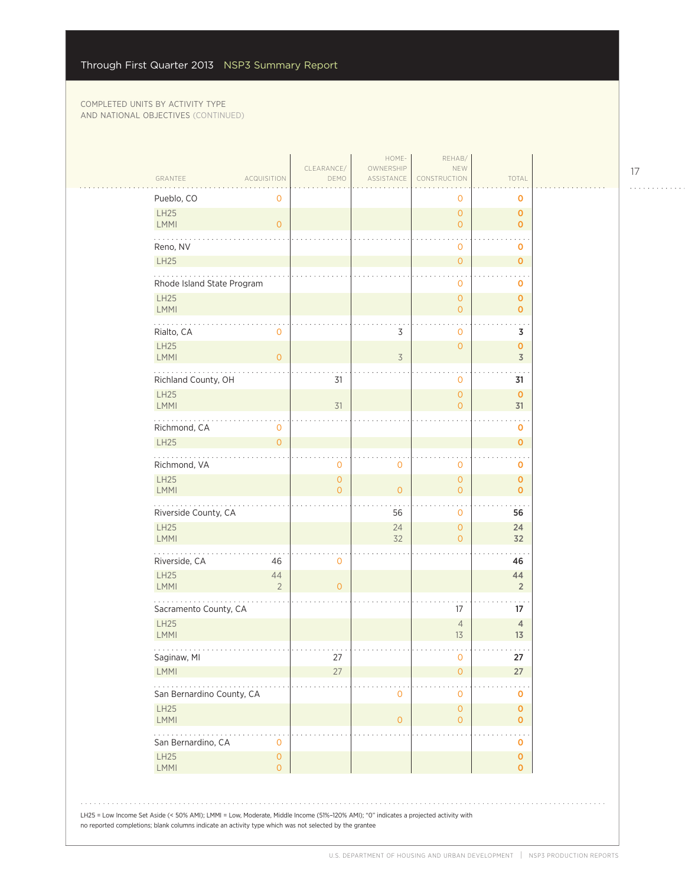Through First Quarter 2013 NSP3 Summary Report

COMPLETED UNITS BY ACTIVITY TYPE AND NATIONAL OBJECTIVES (CONTINUED)

| GRANTEE | ACQUISITION | CLEARANCE/ DEMO | HOME-OWNERSHIP ASSISTANCE | REHAB/ NEW CONSTRUCTION | TOTAL |
|---|---|---|---|---|---|
| Pueblo, CO | 0 | | | 0 | 0 |
| LH25 | | | | 0 | 0 |
| LMMI | 0 | | | 0 | 0 |
| Reno, NV | | | | 0 | 0 |
| LH25 | | | | 0 | 0 |
| Rhode Island State Program | | | | 0 | 0 |
| LH25 | | | | 0 | 0 |
| LMMI | | | | 0 | 0 |
| Rialto, CA | 0 | | 3 | 0 | 3 |
| LH25 | | | | 0 | 0 |
| LMMI | 0 | | 3 | | 3 |
| Richland County, OH | | 31 | | 0 | 31 |
| LH25 | | | | 0 | 0 |
| LMMI | | 31 | | 0 | 31 |
| Richmond, CA | 0 | | | | 0 |
| LH25 | 0 | | | | 0 |
| Richmond, VA | | 0 | 0 | 0 | 0 |
| LH25 | | 0 | | 0 | 0 |
| LMMI | | 0 | 0 | 0 | 0 |
| Riverside County, CA | | | 56 | 0 | 56 |
| LH25 | | | 24 | 0 | 24 |
| LMMI | | | 32 | 0 | 32 |
| Riverside, CA | 46 | 0 | | | 46 |
| LH25 | 44 | | | | 44 |
| LMMI | 2 | 0 | | | 2 |
| Sacramento County, CA | | | | 17 | 17 |
| LH25 | | | | 4 | 4 |
| LMMI | | | | 13 | 13 |
| Saginaw, MI | | 27 | | 0 | 27 |
| LMMI | | 27 | | 0 | 27 |
| San Bernardino County, CA | | | 0 | 0 | 0 |
| LH25 | | | | 0 | 0 |
| LMMI | | | 0 | 0 | 0 |
| San Bernardino, CA | 0 | | | | 0 |
| LH25 | 0 | | | | 0 |
| LMMI | 0 | | | | 0 |

LH25 = Low Income Set Aside (< 50% AMI); LMMI = Low, Moderate, Middle Income (51%–120% AMI); "0" indicates a projected activity with no reported completions; blank columns indicate an activity type which was not selected by the grantee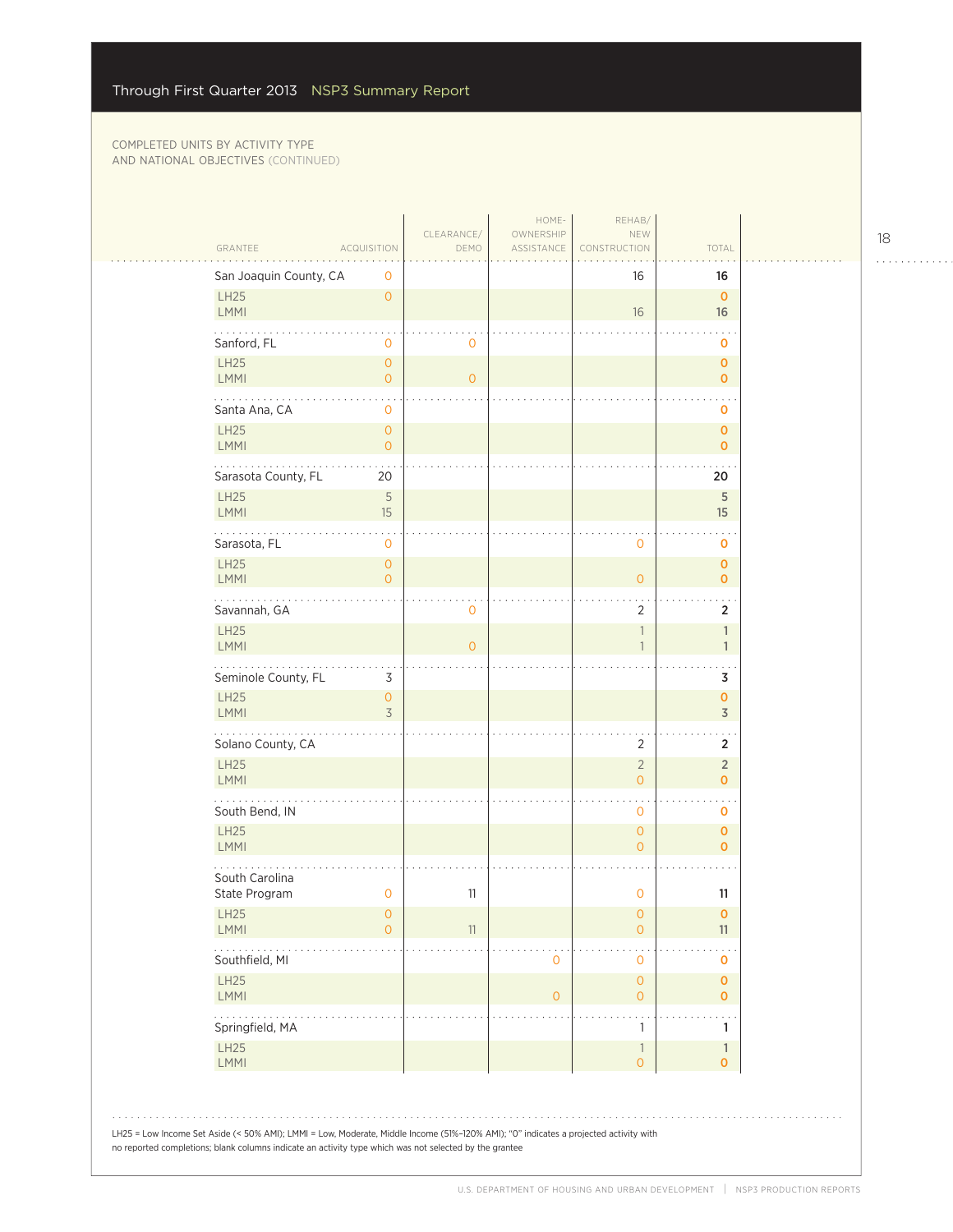COMPLETED UNITS BY ACTIVITY TYPE AND NATIONAL OBJECTIVES (CONTINUED)

| GRANTEE | ACQUISITION | CLEARANCE/ DEMO | HOME-OWNERSHIP ASSISTANCE | REHAB/ NEW CONSTRUCTION | TOTAL |
|---|---|---|---|---|---|
| San Joaquin County, CA | 0 | | | 16 | 16 |
| LH25 | 0 | | | | 0 |
| LMMI | | | | 16 | 16 |
| Sanford, FL | 0 | 0 | | | 0 |
| LH25 | 0 | | | | 0 |
| LMMI | 0 | 0 | | | 0 |
| Santa Ana, CA | 0 | | | | 0 |
| LH25 | 0 | | | | 0 |
| LMMI | 0 | | | | 0 |
| Sarasota County, FL | 20 | | | | 20 |
| LH25 | 5 | | | | 5 |
| LMMI | 15 | | | | 15 |
| Sarasota, FL | 0 | | | 0 | 0 |
| LH25 | 0 | | | | 0 |
| LMMI | 0 | | | 0 | 0 |
| Savannah, GA | | 0 | | 2 | 2 |
| LH25 | | | | 1 | 1 |
| LMMI | | 0 | | 1 | 1 |
| Seminole County, FL | 3 | | | | 3 |
| LH25 | 0 | | | | 0 |
| LMMI | 3 | | | | 3 |
| Solano County, CA | | | | 2 | 2 |
| LH25 | | | | 2 | 2 |
| LMMI | | | | 0 | 0 |
| South Bend, IN | | | | 0 | 0 |
| LH25 | | | | 0 | 0 |
| LMMI | | | | 0 | 0 |
| South Carolina State Program | 0 | 11 | | 0 | 11 |
| LH25 | 0 | | | 0 | 0 |
| LMMI | 0 | 11 | | 0 | 11 |
| Southfield, MI | | | 0 | 0 | 0 |
| LH25 | | | | 0 | 0 |
| LMMI | | | 0 | 0 | 0 |
| Springfield, MA | | | | 1 | 1 |
| LH25 | | | | 1 | 1 |
| LMMI | | | | 0 | 0 |

LH25 = Low Income Set Aside (< 50% AMI); LMMI = Low, Moderate, Middle Income (51%–120% AMI); "0" indicates a projected activity with no reported completions; blank columns indicate an activity type which was not selected by the grantee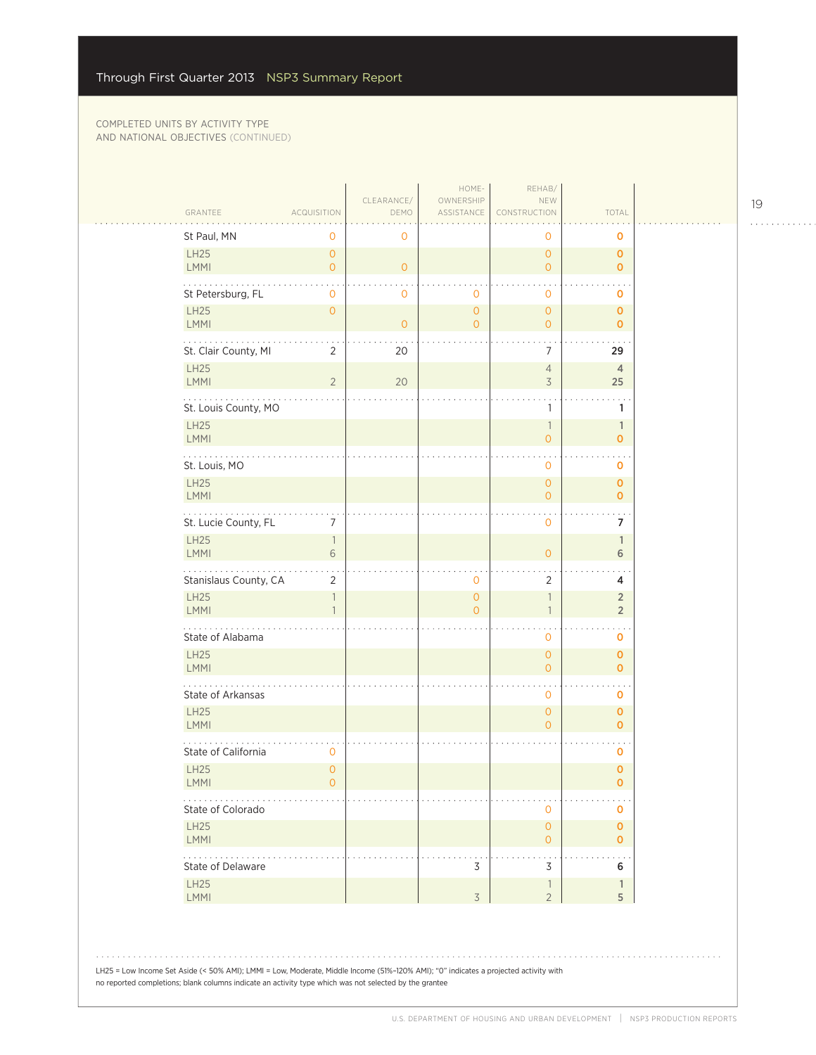COMPLETED UNITS BY ACTIVITY TYPE AND NATIONAL OBJECTIVES (CONTINUED)

| GRANTEE | ACQUISITION | CLEARANCE/ DEMO | HOME-OWNERSHIP ASSISTANCE | REHAB/ NEW CONSTRUCTION | TOTAL |
|---|---|---|---|---|---|
| St Paul, MN | 0 | 0 | | 0 | 0 |
| LH25 | 0 | | | 0 | 0 |
| LMMI | 0 | 0 | | 0 | 0 |
| St Petersburg, FL | 0 | 0 | 0 | 0 | 0 |
| LH25 | 0 | | 0 | 0 | 0 |
| LMMI | | 0 | 0 | 0 | 0 |
| St. Clair County, MI | 2 | 20 | | 7 | 29 |
| LH25 | | | | 4 | 4 |
| LMMI | 2 | 20 | | 3 | 25 |
| St. Louis County, MO | | | | 1 | 1 |
| LH25 | | | | 1 | 1 |
| LMMI | | | | 0 | 0 |
| St. Louis, MO | | | | 0 | 0 |
| LH25 | | | | 0 | 0 |
| LMMI | | | | 0 | 0 |
| St. Lucie County, FL | 7 | | | 0 | 7 |
| LH25 | 1 | | | | 1 |
| LMMI | 6 | | | 0 | 6 |
| Stanislaus County, CA | 2 | | 0 | 2 | 4 |
| LH25 | 1 | | 0 | 1 | 2 |
| LMMI | 1 | | 0 | 1 | 2 |
| State of Alabama | | | | 0 | 0 |
| LH25 | | | | 0 | 0 |
| LMMI | | | | 0 | 0 |
| State of Arkansas | | | | 0 | 0 |
| LH25 | | | | 0 | 0 |
| LMMI | | | | 0 | 0 |
| State of California | 0 | | | | 0 |
| LH25 | 0 | | | | 0 |
| LMMI | 0 | | | | 0 |
| State of Colorado | | | | 0 | 0 |
| LH25 | | | | 0 | 0 |
| LMMI | | | | 0 | 0 |
| State of Delaware | | | 3 | 3 | 6 |
| LH25 | | | | 1 | 1 |
| LMMI | | | 3 | 2 | 5 |

LH25 = Low Income Set Aside (< 50% AMI); LMMI = Low, Moderate, Middle Income (51%–120% AMI); "0" indicates a projected activity with no reported completions; blank columns indicate an activity type which was not selected by the grantee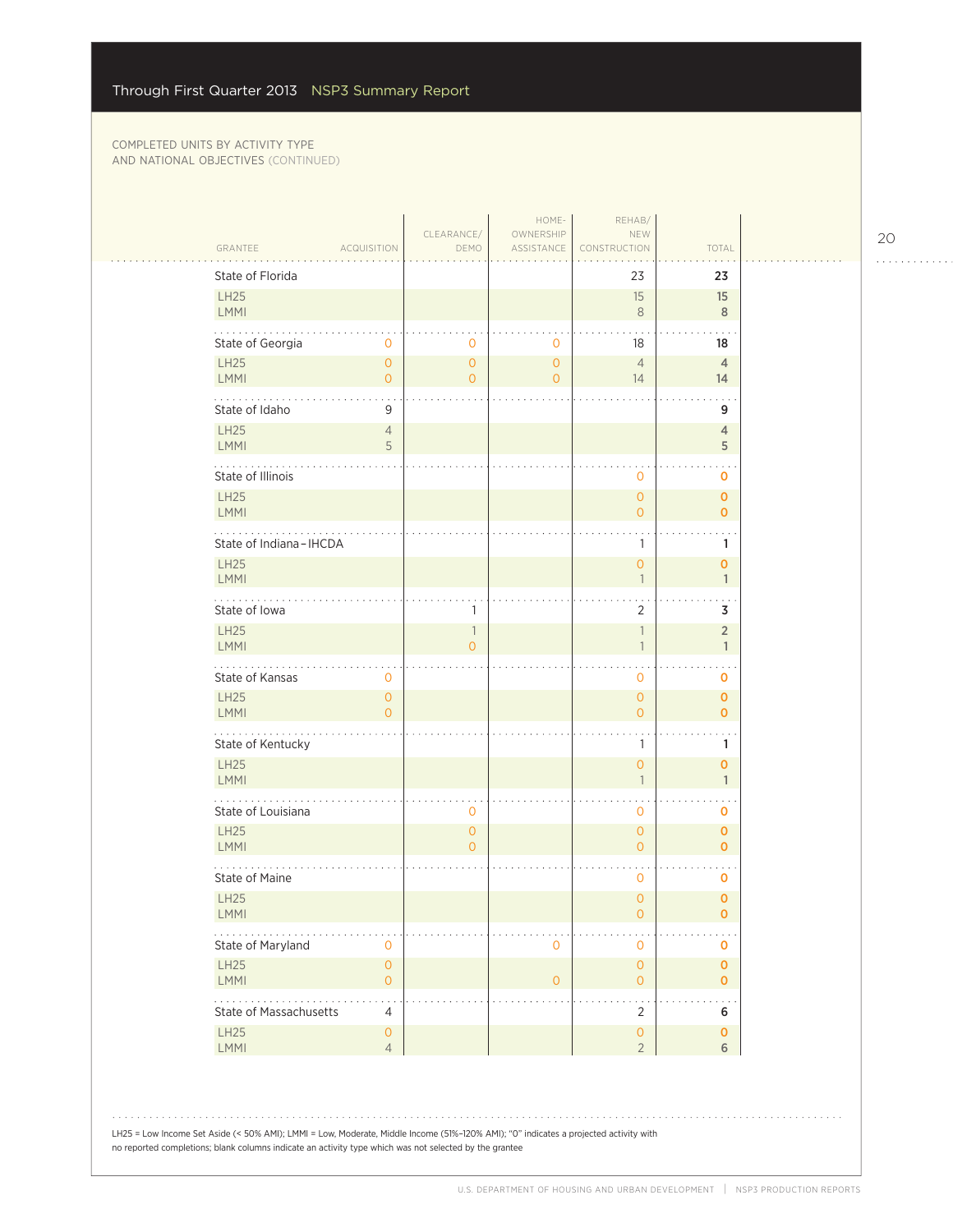COMPLETED UNITS BY ACTIVITY TYPE AND NATIONAL OBJECTIVES (CONTINUED)

| GRANTEE | ACQUISITION | CLEARANCE/ DEMO | HOME-OWNERSHIP ASSISTANCE | REHAB/ NEW CONSTRUCTION | TOTAL |
|---|---|---|---|---|---|
| State of Florida | | | | 23 | 23 |
| LH25 | | | | 15 | 15 |
| LMMI | | | | 8 | 8 |
| State of Georgia | 0 | 0 | 0 | 18 | 18 |
| LH25 | 0 | 0 | 0 | 4 | 4 |
| LMMI | 0 | 0 | 0 | 14 | 14 |
| State of Idaho | 9 | | | | 9 |
| LH25 | 4 | | | | 4 |
| LMMI | 5 | | | | 5 |
| State of Illinois | | | | 0 | 0 |
| LH25 | | | | 0 | 0 |
| LMMI | | | | 0 | 0 |
| State of Indiana – IHCDA | | | | 1 | 1 |
| LH25 | | | | 0 | 0 |
| LMMI | | | | 1 | 1 |
| State of Iowa | | 1 | | 2 | 3 |
| LH25 | | 1 | | 1 | 2 |
| LMMI | | 0 | | 1 | 1 |
| State of Kansas | 0 | | | 0 | 0 |
| LH25 | 0 | | | 0 | 0 |
| LMMI | 0 | | | 0 | 0 |
| State of Kentucky | | | | 1 | 1 |
| LH25 | | | | 0 | 0 |
| LMMI | | | | 1 | 1 |
| State of Louisiana | | 0 | | 0 | 0 |
| LH25 | | 0 | | 0 | 0 |
| LMMI | | 0 | | 0 | 0 |
| State of Maine | | | | 0 | 0 |
| LH25 | | | | 0 | 0 |
| LMMI | | | | 0 | 0 |
| State of Maryland | 0 | | 0 | 0 | 0 |
| LH25 | 0 | | | 0 | 0 |
| LMMI | 0 | | 0 | 0 | 0 |
| State of Massachusetts | 4 | | | 2 | 6 |
| LH25 | 0 | | | 0 | 0 |
| LMMI | 4 | | | 2 | 6 |

LH25 = Low Income Set Aside (< 50% AMI); LMMI = Low, Moderate, Middle Income (51%–120% AMI); "0" indicates a projected activity with no reported completions; blank columns indicate an activity type which was not selected by the grantee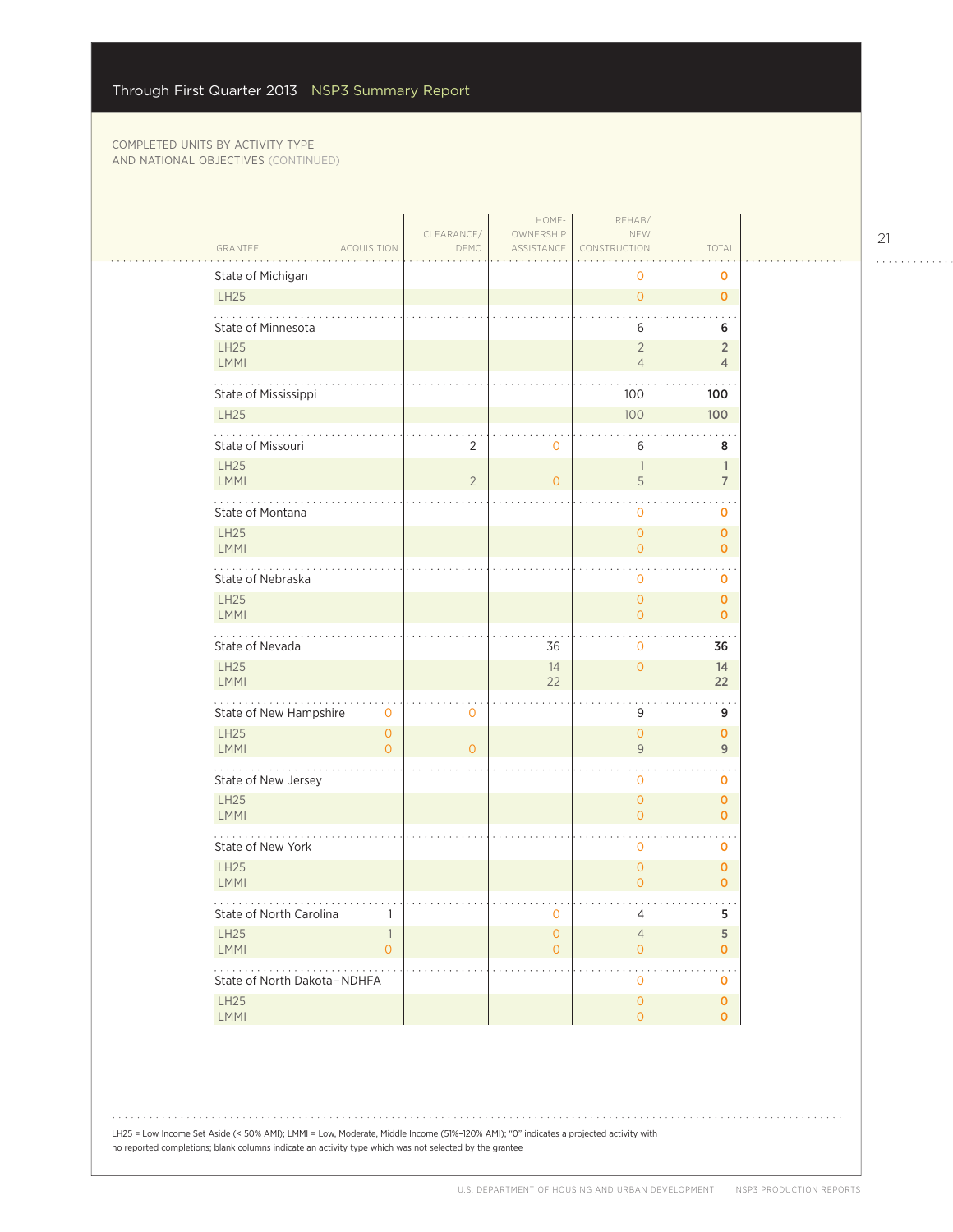Through First Quarter 2013 NSP3 Summary Report

COMPLETED UNITS BY ACTIVITY TYPE AND NATIONAL OBJECTIVES (CONTINUED)

| GRANTEE | ACQUISITION | CLEARANCE/ DEMO | HOME-OWNERSHIP ASSISTANCE | REHAB/ NEW CONSTRUCTION | TOTAL |
|---|---|---|---|---|---|
| State of Michigan | | | | 0 | 0 |
| LH25 | | | | 0 | 0 |
| State of Minnesota | | | | 6 | 6 |
| LH25 | | | | 2 | 2 |
| LMMI | | | | 4 | 4 |
| State of Mississippi | | | | 100 | 100 |
| LH25 | | | | 100 | 100 |
| State of Missouri | | 2 | 0 | 6 | 8 |
| LH25 | | | | 1 | 1 |
| LMMI | | 2 | 0 | 5 | 7 |
| State of Montana | | | | 0 | 0 |
| LH25 | | | | 0 | 0 |
| LMMI | | | | 0 | 0 |
| State of Nebraska | | | | 0 | 0 |
| LH25 | | | | 0 | 0 |
| LMMI | | | | 0 | 0 |
| State of Nevada | | | 36 | 0 | 36 |
| LH25 | | | 14 | 0 | 14 |
| LMMI | | | 22 | | 22 |
| State of New Hampshire | 0 | 0 | | 9 | 9 |
| LH25 | 0 | | | 0 | 0 |
| LMMI | 0 | 0 | | 9 | 9 |
| State of New Jersey | | | | 0 | 0 |
| LH25 | | | | 0 | 0 |
| LMMI | | | | 0 | 0 |
| State of New York | | | | 0 | 0 |
| LH25 | | | | 0 | 0 |
| LMMI | | | | 0 | 0 |
| State of North Carolina | 1 | | 0 | 4 | 5 |
| LH25 | 1 | | 0 | 4 | 5 |
| LMMI | 0 | | 0 | 0 | 0 |
| State of North Dakota – NDHFA | | | | 0 | 0 |
| LH25 | | | | 0 | 0 |
| LMMI | | | | 0 | 0 |

LH25 = Low Income Set Aside (< 50% AMI); LMMI = Low, Moderate, Middle Income (51%–120% AMI); "0" indicates a projected activity with no reported completions; blank columns indicate an activity type which was not selected by the grantee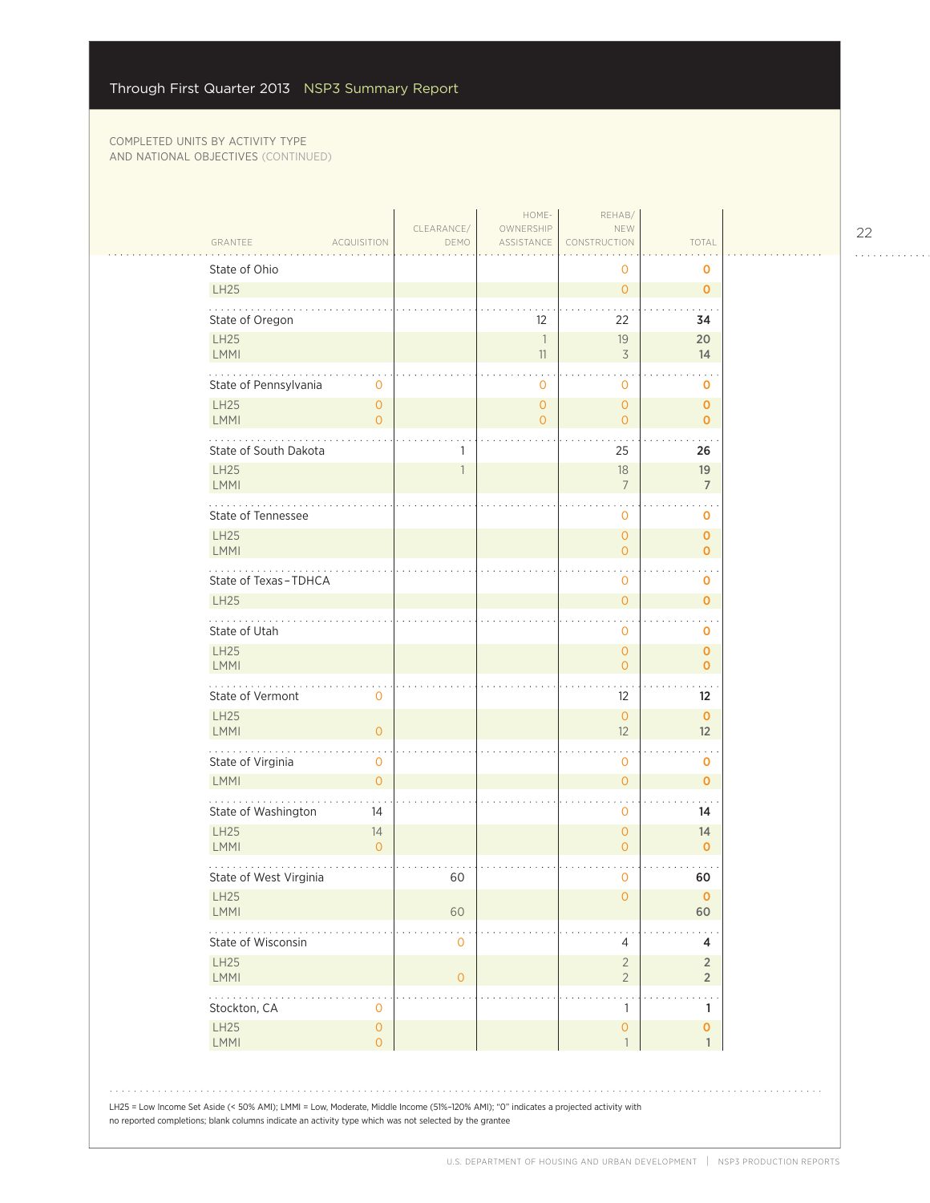Through First Quarter 2013 NSP3 Summary Report

COMPLETED UNITS BY ACTIVITY TYPE AND NATIONAL OBJECTIVES (CONTINUED)

| GRANTEE | ACQUISITION | CLEARANCE/ DEMO | HOME-OWNERSHIP ASSISTANCE | REHAB/ NEW CONSTRUCTION | TOTAL |
|---|---|---|---|---|---|
| State of Ohio | | | | 0 | 0 |
| LH25 | | | | 0 | 0 |
| State of Oregon | | | 12 | 22 | 34 |
| LH25 | | | 1 | 19 | 20 |
| LMMI | | | 11 | 3 | 14 |
| State of Pennsylvania | 0 | | 0 | 0 | 0 |
| LH25 | 0 | | 0 | 0 | 0 |
| LMMI | 0 | | 0 | 0 | 0 |
| State of South Dakota | | 1 | | 25 | 26 |
| LH25 | | 1 | | 18 | 19 |
| LMMI | | | | 7 | 7 |
| State of Tennessee | | | | 0 | 0 |
| LH25 | | | | 0 | 0 |
| LMMI | | | | 0 | 0 |
| State of Texas – TDHCA | | | | 0 | 0 |
| LH25 | | | | 0 | 0 |
| State of Utah | | | | 0 | 0 |
| LH25 | | | | 0 | 0 |
| LMMI | | | | 0 | 0 |
| State of Vermont | 0 | | | 12 | 12 |
| LH25 | | | | 0 | 0 |
| LMMI | 0 | | | 12 | 12 |
| State of Virginia | 0 | | | 0 | 0 |
| LMMI | 0 | | | 0 | 0 |
| State of Washington | 14 | | | 0 | 14 |
| LH25 | 14 | | | 0 | 14 |
| LMMI | 0 | | | 0 | 0 |
| State of West Virginia | | 60 | | 0 | 60 |
| LH25 | | | | 0 | 0 |
| LMMI | | 60 | | | 60 |
| State of Wisconsin | | 0 | | 4 | 4 |
| LH25 | | | | 2 | 2 |
| LMMI | | 0 | | 2 | 2 |
| Stockton, CA | 0 | | | 1 | 1 |
| LH25 | 0 | | | 0 | 0 |
| LMMI | 0 | | | 1 | 1 |

LH25 = Low Income Set Aside (< 50% AMI); LMMI = Low, Moderate, Middle Income (51%–120% AMI); "0" indicates a projected activity with no reported completions; blank columns indicate an activity type which was not selected by the grantee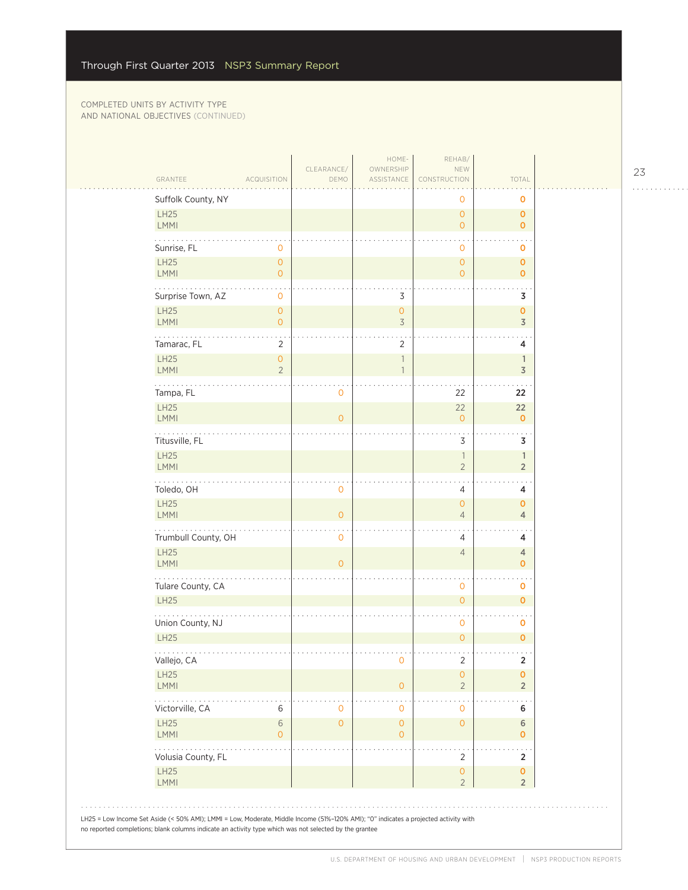COMPLETED UNITS BY ACTIVITY TYPE AND NATIONAL OBJECTIVES (CONTINUED)

| GRANTEE | ACQUISITION | CLEARANCE/ DEMO | HOME-OWNERSHIP ASSISTANCE | REHAB/ NEW CONSTRUCTION | TOTAL |
|---|---|---|---|---|---|
| Suffolk County, NY | | | | 0 | 0 |
| LH25 | | | | 0 | 0 |
| LMMI | | | | 0 | 0 |
| Sunrise, FL | 0 | | | 0 | 0 |
| LH25 | 0 | | | 0 | 0 |
| LMMI | 0 | | | 0 | 0 |
| Surprise Town, AZ | 0 | | 3 | | 3 |
| LH25 | 0 | | 0 | | 0 |
| LMMI | 0 | | 3 | | 3 |
| Tamarac, FL | 2 | | 2 | | 4 |
| LH25 | 0 | | 1 | | 1 |
| LMMI | 2 | | 1 | | 3 |
| Tampa, FL | | 0 | | 22 | 22 |
| LH25 | | | | 22 | 22 |
| LMMI | | 0 | | 0 | 0 |
| Titusville, FL | | | | 3 | 3 |
| LH25 | | | | 1 | 1 |
| LMMI | | | | 2 | 2 |
| Toledo, OH | | 0 | | 4 | 4 |
| LH25 | | | | 0 | 0 |
| LMMI | | 0 | | 4 | 4 |
| Trumbull County, OH | | 0 | | 4 | 4 |
| LH25 | | | | 4 | 4 |
| LMMI | | 0 | | | 0 |
| Tulare County, CA | | | | 0 | 0 |
| LH25 | | | | 0 | 0 |
| Union County, NJ | | | | 0 | 0 |
| LH25 | | | | 0 | 0 |
| Vallejo, CA | | | 0 | 2 | 2 |
| LH25 | | | | 0 | 0 |
| LMMI | | | 0 | 2 | 2 |
| Victorville, CA | 6 | 0 | 0 | 0 | 6 |
| LH25 | 6 | 0 | 0 | 0 | 6 |
| LMMI | 0 | | 0 | | 0 |
| Volusia County, FL | | | | 2 | 2 |
| LH25 | | | | 0 | 0 |
| LMMI | | | | 2 | 2 |

LH25 = Low Income Set Aside (< 50% AMI); LMMI = Low, Moderate, Middle Income (51%–120% AMI); "0" indicates a projected activity with no reported completions; blank columns indicate an activity type which was not selected by the grantee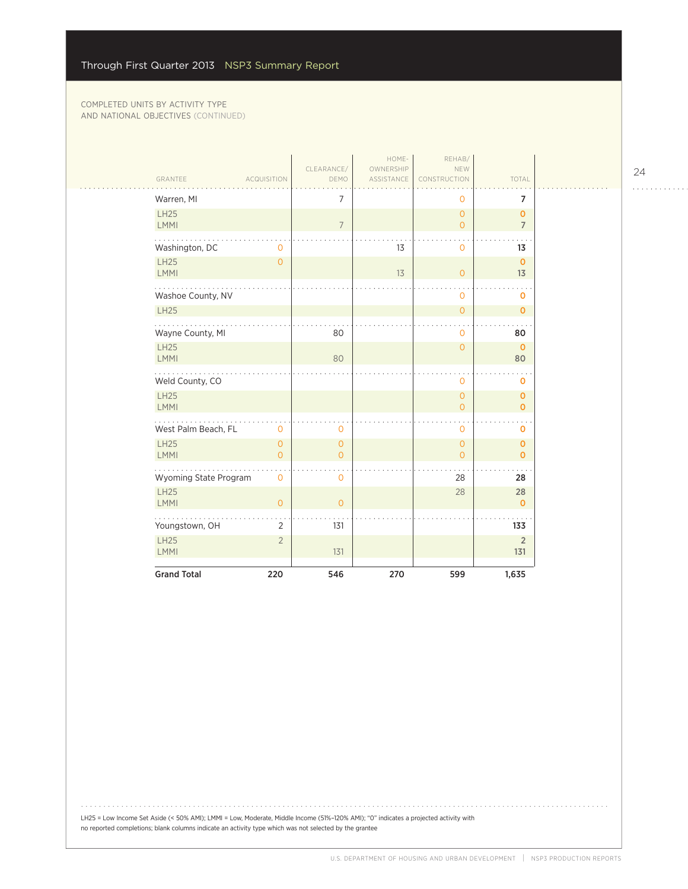COMPLETED UNITS BY ACTIVITY TYPE AND NATIONAL OBJECTIVES (CONTINUED)

| GRANTEE | ACQUISITION | CLEARANCE/ DEMO | HOME-OWNERSHIP ASSISTANCE | REHAB/ NEW CONSTRUCTION | TOTAL |
|---|---|---|---|---|---|
| Warren, MI | | 7 | | 0 | 7 |
| LH25 | | | | 0 | 0 |
| LMMI | | 7 | | 0 | 7 |
| Washington, DC | 0 | | 13 | 0 | 13 |
| LH25 | 0 | | | | 0 |
| LMMI | | | 13 | 0 | 13 |
| Washoe County, NV | | | | 0 | 0 |
| LH25 | | | | 0 | 0 |
| Wayne County, MI | | 80 | | 0 | 80 |
| LH25 | | | | 0 | 0 |
| LMMI | | 80 | | | 80 |
| Weld County, CO | | | | 0 | 0 |
| LH25 | | | | 0 | 0 |
| LMMI | | | | 0 | 0 |
| West Palm Beach, FL | 0 | 0 | | 0 | 0 |
| LH25 | 0 | 0 | | 0 | 0 |
| LMMI | 0 | 0 | | 0 | 0 |
| Wyoming State Program | 0 | 0 | | 28 | 28 |
| LH25 | | | | 28 | 28 |
| LMMI | 0 | 0 | | | 0 |
| Youngstown, OH | 2 | 131 | | | 133 |
| LH25 | 2 | | | | 2 |
| LMMI | | 131 | | | 131 |
| **Grand Total** | **220** | **546** | **270** | **599** | **1,635** |

LH25 = Low Income Set Aside (< 50% AMI); LMMI = Low, Moderate, Middle Income (51%–120% AMI); "0" indicates a projected activity with no reported completions; blank columns indicate an activity type which was not selected by the grantee